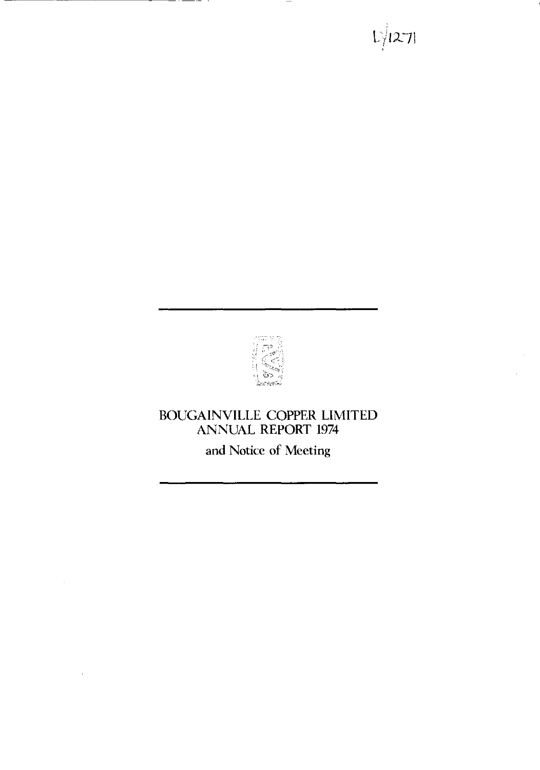L/1271

# BOUGAINVILLE COPPER LIMITED
# ANNUAL REPORT 1974

## and Notice of Meeting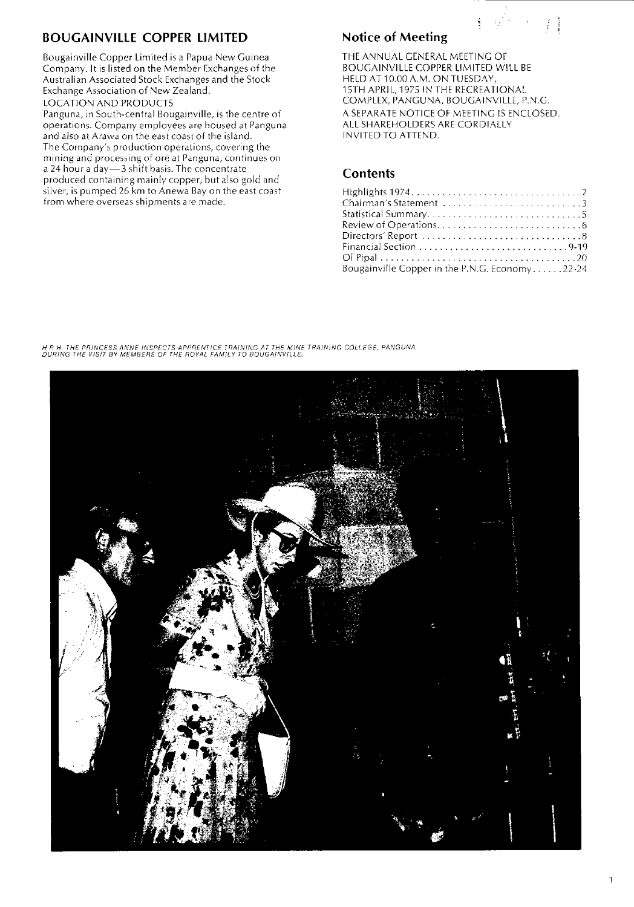## BOUGAINVILLE COPPER LIMITED

Bougainville Copper Limited is a Papua New Guinea Company. It is listed on the Member Exchanges of the Australian Associated Stock Exchanges and the Stock Exchange Association of New Zealand.

LOCATION AND PRODUCTS

Panguna, in South-central Bougainville, is the centre of operations. Company employees are housed at Panguna and also at Arawa on the east coast of the island. The Company's production operations, covering the mining and processing of ore at Panguna, continues on a 24 hour a day—3 shift basis. The concentrate produced containing mainly copper, but also gold and silver, is pumped 26 km to Anewa Bay on the east coast from where overseas shipments are made.

## Notice of Meeting

THE ANNUAL GENERAL MEETING OF BOUGAINVILLE COPPER LIMITED WILL BE HELD AT 10.00 A.M. ON TUESDAY, 15TH APRIL, 1975 IN THE RECREATIONAL COMPLEX, PANGUNA, BOUGAINVILLE, P.N.G.

A SEPARATE NOTICE OF MEETING IS ENCLOSED. ALL SHAREHOLDERS ARE CORDIALLY INVITED TO ATTEND.

## Contents

| | |
|---|---|
| Highlights 1974 | 2 |
| Chairman's Statement | 3 |
| Statistical Summary | 5 |
| Review of Operations | 6 |
| Directors' Report | 8 |
| Financial Section | 9-19 |
| Ol Pipal | 20 |
| Bougainville Copper in the P.N.G. Economy | 22-24 |

*H.R.H. THE PRINCESS ANNE INSPECTS APPRENTICE TRAINING AT THE MINE TRAINING COLLEGE, PANGUNA, DURING THE VISIT BY MEMBERS OF THE ROYAL FAMILY TO BOUGAINVILLE.*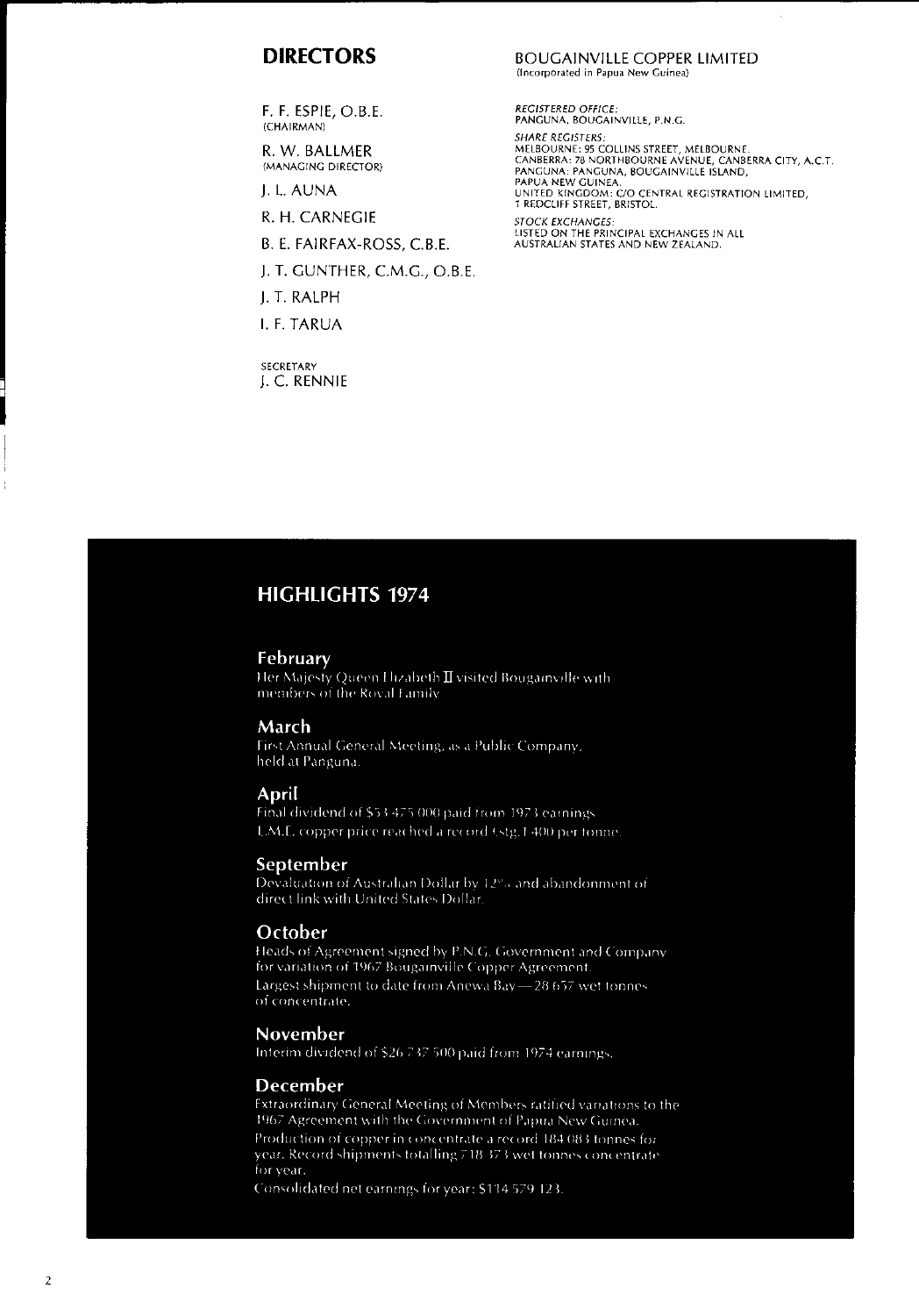## DIRECTORS

F. F. ESPIE, O.B.E.
(CHAIRMAN)

R. W. BALLMER
(MANAGING DIRECTOR)

J. L. AUNA

R. H. CARNEGIE

B. E. FAIRFAX-ROSS, C.B.E.

J. T. GUNTHER, C.M.G., O.B.E.

J. T. RALPH

I. F. TARUA

SECRETARY
J. C. RENNIE

BOUGAINVILLE COPPER LIMITED
(Incorporated in Papua New Guinea)

*REGISTERED OFFICE:*
PANGUNA, BOUGAINVILLE, P.N.G.

*SHARE REGISTERS:*
MELBOURNE: 95 COLLINS STREET, MELBOURNE.
CANBERRA: 78 NORTHBOURNE AVENUE, CANBERRA CITY, A.C.T.
PANGUNA: PANGUNA, BOUGAINVILLE ISLAND, PAPUA NEW GUINEA.
UNITED KINGDOM: C/O CENTRAL REGISTRATION LIMITED, 1 REDCLIFF STREET, BRISTOL.

*STOCK EXCHANGES:*
LISTED ON THE PRINCIPAL EXCHANGES IN ALL AUSTRALIAN STATES AND NEW ZEALAND.

## HIGHLIGHTS 1974

### February
Her Majesty Queen Elizabeth II visited Bougainville with members of the Royal Family.

### March
First Annual General Meeting, as a Public Company, held at Panguna.

### April
Final dividend of $53 475 000 paid from 1973 earnings.
L.M.E. copper price reached a record Stg.£1 400 per tonne.

### September
Devaluation of Australian Dollar by 12% and abandonment of direct link with United States Dollar.

### October
Heads of Agreement signed by P.N.G. Government and Company for variation of 1967 Bougainville Copper Agreement.
Largest shipment to date from Anewa Bay—28 657 wet tonnes of concentrate.

### November
Interim dividend of $26 737 500 paid from 1974 earnings.

### December
Extraordinary General Meeting of Members ratified variations to the 1967 Agreement with the Government of Papua New Guinea.
Production of copper in concentrate a record 184 083 tonnes for year. Record shipments totalling 718 373 wet tonnes concentrate for year.
Consolidated net earnings for year: $114 579 123.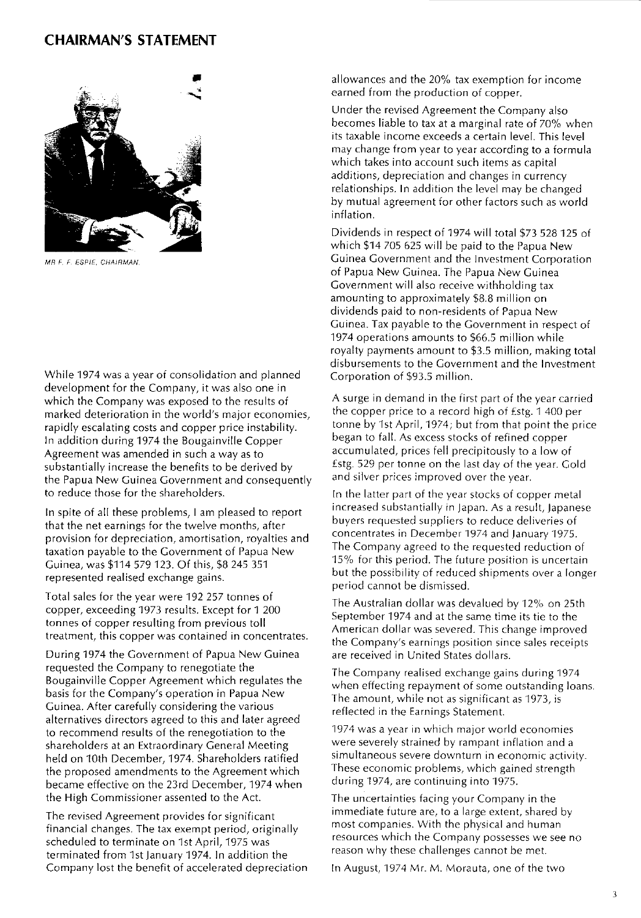# CHAIRMAN'S STATEMENT

MR F. F. ESPIE, CHAIRMAN.

While 1974 was a year of consolidation and planned development for the Company, it was also one in which the Company was exposed to the results of marked deterioration in the world's major economies, rapidly escalating costs and copper price instability. In addition during 1974 the Bougainville Copper Agreement was amended in such a way as to substantially increase the benefits to be derived by the Papua New Guinea Government and consequently to reduce those for the shareholders.

In spite of all these problems, I am pleased to report that the net earnings for the twelve months, after provision for depreciation, amortisation, royalties and taxation payable to the Government of Papua New Guinea, was $114 579 123. Of this, $8 245 351 represented realised exchange gains.

Total sales for the year were 192 257 tonnes of copper, exceeding 1973 results. Except for 1 200 tonnes of copper resulting from previous toll treatment, this copper was contained in concentrates.

During 1974 the Government of Papua New Guinea requested the Company to renegotiate the Bougainville Copper Agreement which regulates the basis for the Company's operation in Papua New Guinea. After carefully considering the various alternatives directors agreed to this and later agreed to recommend results of the renegotiation to the shareholders at an Extraordinary General Meeting held on 10th December, 1974. Shareholders ratified the proposed amendments to the Agreement which became effective on the 23rd December, 1974 when the High Commissioner assented to the Act.

The revised Agreement provides for significant financial changes. The tax exempt period, originally scheduled to terminate on 1st April, 1975 was terminated from 1st January 1974. In addition the Company lost the benefit of accelerated depreciation allowances and the 20% tax exemption for income earned from the production of copper.

Under the revised Agreement the Company also becomes liable to tax at a marginal rate of 70% when its taxable income exceeds a certain level. This level may change from year to year according to a formula which takes into account such items as capital additions, depreciation and changes in currency relationships. In addition the level may be changed by mutual agreement for other factors such as world inflation.

Dividends in respect of 1974 will total $73 528 125 of which $14 705 625 will be paid to the Papua New Guinea Government and the Investment Corporation of Papua New Guinea. The Papua New Guinea Government will also receive withholding tax amounting to approximately $8.8 million on dividends paid to non-residents of Papua New Guinea. Tax payable to the Government in respect of 1974 operations amounts to $66.5 million while royalty payments amount to $3.5 million, making total disbursements to the Government and the Investment Corporation of $93.5 million.

A surge in demand in the first part of the year carried the copper price to a record high of £stg. 1 400 per tonne by 1st April, 1974; but from that point the price began to fall. As excess stocks of refined copper accumulated, prices fell precipitously to a low of £stg. 529 per tonne on the last day of the year. Gold and silver prices improved over the year.

In the latter part of the year stocks of copper metal increased substantially in Japan. As a result, Japanese buyers requested suppliers to reduce deliveries of concentrates in December 1974 and January 1975. The Company agreed to the requested reduction of 15% for this period. The future position is uncertain but the possibility of reduced shipments over a longer period cannot be dismissed.

The Australian dollar was devalued by 12% on 25th September 1974 and at the same time its tie to the American dollar was severed. This change improved the Company's earnings position since sales receipts are received in United States dollars.

The Company realised exchange gains during 1974 when effecting repayment of some outstanding loans. The amount, while not as significant as 1973, is reflected in the Earnings Statement.

1974 was a year in which major world economies were severely strained by rampant inflation and a simultaneous severe downturn in economic activity. These economic problems, which gained strength during 1974, are continuing into 1975.

The uncertainties facing your Company in the immediate future are, to a large extent, shared by most companies. With the physical and human resources which the Company possesses we see no reason why these challenges cannot be met.

In August, 1974 Mr. M. Morauta, one of the two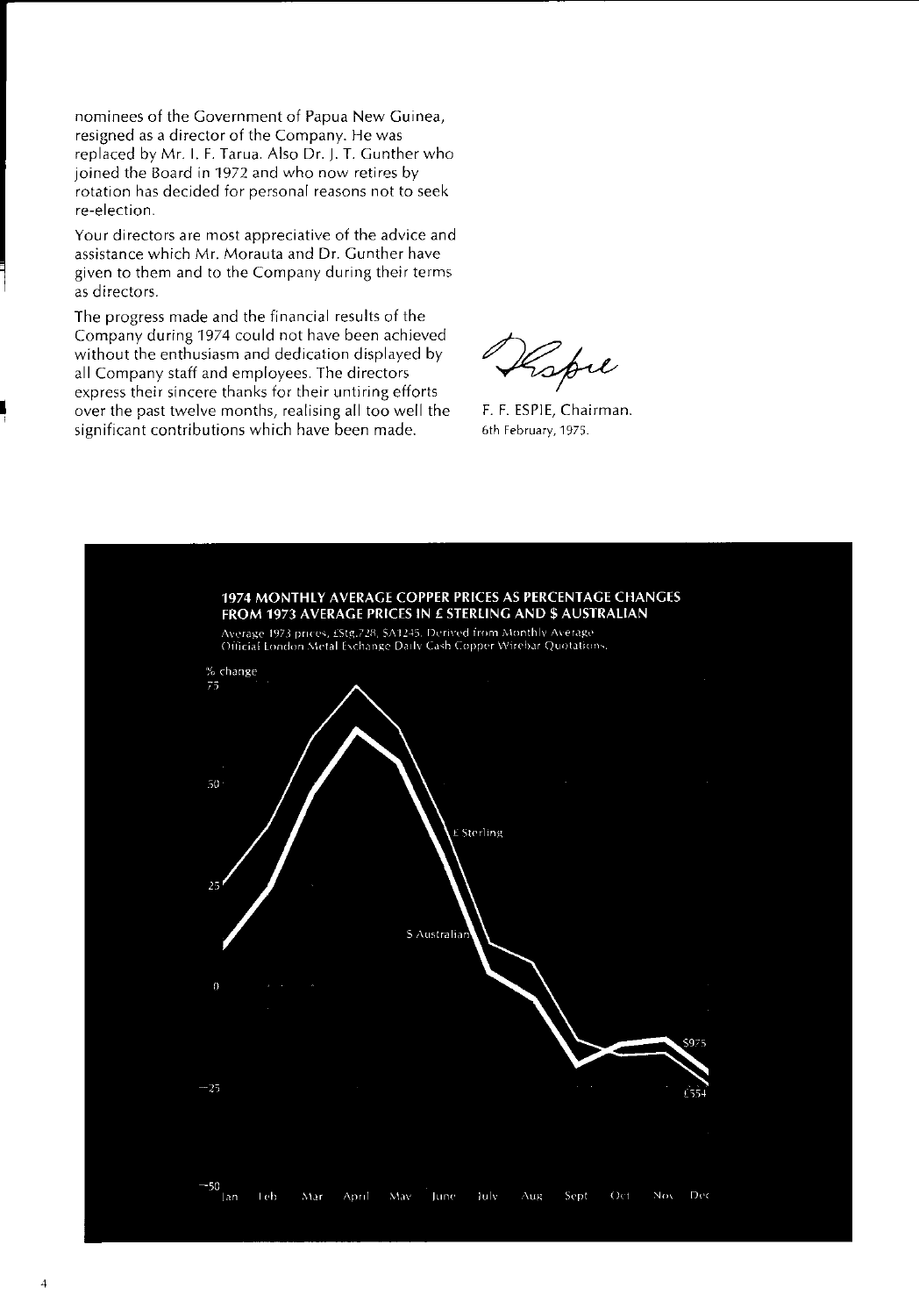nominees of the Government of Papua New Guinea, resigned as a director of the Company. He was replaced by Mr. I. F. Tarua. Also Dr. J. T. Gunther who joined the Board in 1972 and who now retires by rotation has decided for personal reasons not to seek re-election.

Your directors are most appreciative of the advice and assistance which Mr. Morauta and Dr. Gunther have given to them and to the Company during their terms as directors.

The progress made and the financial results of the Company during 1974 could not have been achieved without the enthusiasm and dedication displayed by all Company staff and employees. The directors express their sincere thanks for their untiring efforts over the past twelve months, realising all too well the significant contributions which have been made.

F. F. ESPIE, Chairman.
6th February, 1975.

**1974 MONTHLY AVERAGE COPPER PRICES AS PERCENTAGE CHANGES FROM 1973 AVERAGE PRICES IN £ STERLING AND $ AUSTRALIAN**

Average 1973 prices, £Stg.728, $A1245. Derived from Monthly Average Official London Metal Exchange Daily Cash Copper Wirebar Quotations.

% change | 75 | 50 | 25 | 0 | −25 | −50

Jan Feb Mar April May June July Aug Sept Oct Nov Dec

£ Sterling | $ Australian | $975 | £554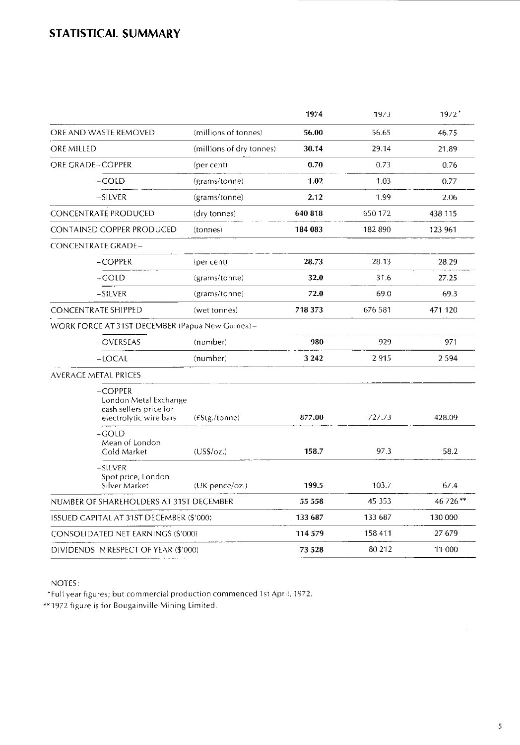## STATISTICAL SUMMARY

| | | 1974 | 1973 | 1972* |
|---|---|---|---|---|
| ORE AND WASTE REMOVED | (millions of tonnes) | **56.00** | 56.65 | 46.75 |
| ORE MILLED | (millions of dry tonnes) | **30.14** | 29.14 | 21.89 |
| ORE GRADE – COPPER | (per cent) | **0.70** | 0.73 | 0.76 |
| – GOLD | (grams/tonne) | **1.02** | 1.03 | 0.77 |
| – SILVER | (grams/tonne) | **2.12** | 1.99 | 2.06 |
| CONCENTRATE PRODUCED | (dry tonnes) | **640 818** | 650 172 | 438 115 |
| CONTAINED COPPER PRODUCED | (tonnes) | **184 083** | 182 890 | 123 961 |
| CONCENTRATE GRADE – | | | | |
| – COPPER | (per cent) | **28.73** | 28.13 | 28.29 |
| – GOLD | (grams/tonne) | **32.0** | 31.6 | 27.25 |
| – SILVER | (grams/tonne) | **72.0** | 69.0 | 69.3 |
| CONCENTRATE SHIPPED | (wet tonnes) | **718 373** | 676 581 | 471 120 |
| WORK FORCE AT 31ST DECEMBER (Papua New Guinea) – | | | | |
| – OVERSEAS | (number) | **980** | 929 | 971 |
| – LOCAL | (number) | **3 242** | 2 915 | 2 594 |
| AVERAGE METAL PRICES | | | | |
| – COPPER London Metal Exchange cash sellers price for electrolytic wire bars | (£Stg./tonne) | **877.00** | 727.73 | 428.09 |
| – GOLD Mean of London Gold Market | (US$/oz.) | **158.7** | 97.3 | 58.2 |
| – SILVER Spot price, London Silver Market | (UK pence/oz.) | **199.5** | 103.7 | 67.4 |
| NUMBER OF SHAREHOLDERS AT 31ST DECEMBER | | **55 558** | 45 353 | 46 726** |
| ISSUED CAPITAL AT 31ST DECEMBER ($'000) | | **133 687** | 133 687 | 130 000 |
| CONSOLIDATED NET EARNINGS ($'000) | | **114 579** | 158 411 | 27 679 |
| DIVIDENDS IN RESPECT OF YEAR ($'000) | | **73 528** | 80 212 | 11 000 |

NOTES:

*Full year figures; but commercial production commenced 1st April, 1972.

**1972 figure is for Bougainville Mining Limited.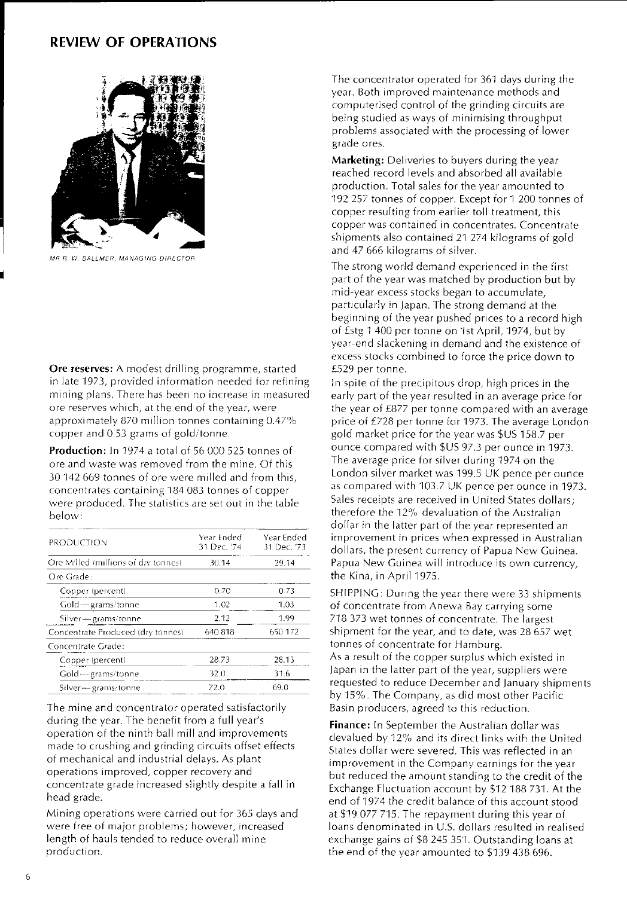## REVIEW OF OPERATIONS

MR R. W. BALLMER, MANAGING DIRECTOR

**Ore reserves:** A modest drilling programme, started in late 1973, provided information needed for refining mining plans. There has been no increase in measured ore reserves which, at the end of the year, were approximately 870 million tonnes containing 0.47% copper and 0.53 grams of gold/tonne.

**Production:** In 1974 a total of 56 000 525 tonnes of ore and waste was removed from the mine. Of this 30 142 669 tonnes of ore were milled and from this, concentrates containing 184 083 tonnes of copper were produced. The statistics are set out in the table below:

| PRODUCTION | Year Ended 31 Dec. '74 | Year Ended 31 Dec. '73 |
|---|---|---|
| Ore Milled (millions of dry tonnes) | 30.14 | 29.14 |
| Ore Grade: | | |
| Copper (percent) | 0.70 | 0.73 |
| Gold—grams/tonne | 1.02 | 1.03 |
| Silver—grams/tonne | 2.12 | 1.99 |
| Concentrate Produced (dry tonnes) | 640 818 | 650 172 |
| Concentrate Grade: | | |
| Copper (percent) | 28.73 | 28.13 |
| Gold—grams/tonne | 32.0 | 31.6 |
| Silver—grams/tonne | 72.0 | 69.0 |

The mine and concentrator operated satisfactorily during the year. The benefit from a full year's operation of the ninth ball mill and improvements made to crushing and grinding circuits offset effects of mechanical and industrial delays. As plant operations improved, copper recovery and concentrate grade increased slightly despite a fall in head grade.

Mining operations were carried out for 365 days and were free of major problems; however, increased length of hauls tended to reduce overall mine production.

The concentrator operated for 361 days during the year. Both improved maintenance methods and computerised control of the grinding circuits are being studied as ways of minimising throughput problems associated with the processing of lower grade ores.

**Marketing:** Deliveries to buyers during the year reached record levels and absorbed all available production. Total sales for the year amounted to 192 257 tonnes of copper. Except for 1 200 tonnes of copper resulting from earlier toll treatment, this copper was contained in concentrates. Concentrate shipments also contained 21 274 kilograms of gold and 47 666 kilograms of silver.

The strong world demand experienced in the first part of the year was matched by production but by mid-year excess stocks began to accumulate, particularly in Japan. The strong demand at the beginning of the year pushed prices to a record high of £stg 1 400 per tonne on 1st April, 1974, but by year-end slackening in demand and the existence of excess stocks combined to force the price down to £529 per tonne.

In spite of the precipitous drop, high prices in the early part of the year resulted in an average price for the year of £877 per tonne compared with an average price of £728 per tonne for 1973. The average London gold market price for the year was $US 158.7 per ounce compared with $US 97.3 per ounce in 1973. The average price for silver during 1974 on the London silver market was 199.5 UK pence per ounce as compared with 103.7 UK pence per ounce in 1973. Sales receipts are received in United States dollars; therefore the 12% devaluation of the Australian dollar in the latter part of the year represented an improvement in prices when expressed in Australian dollars, the present currency of Papua New Guinea. Papua New Guinea will introduce its own currency, the Kina, in April 1975.

SHIPPING: During the year there were 33 shipments of concentrate from Anewa Bay carrying some 718 373 wet tonnes of concentrate. The largest shipment for the year, and to date, was 28 657 wet tonnes of concentrate for Hamburg.
As a result of the copper surplus which existed in Japan in the latter part of the year, suppliers were requested to reduce December and January shipments by 15%. The Company, as did most other Pacific Basin producers, agreed to this reduction.

**Finance:** In September the Australian dollar was devalued by 12% and its direct links with the United States dollar were severed. This was reflected in an improvement in the Company earnings for the year but reduced the amount standing to the credit of the Exchange Fluctuation account by $12 188 731. At the end of 1974 the credit balance of this account stood at $19 077 715. The repayment during this year of loans denominated in U.S. dollars resulted in realised exchange gains of $8 245 351. Outstanding loans at the end of the year amounted to $139 438 696.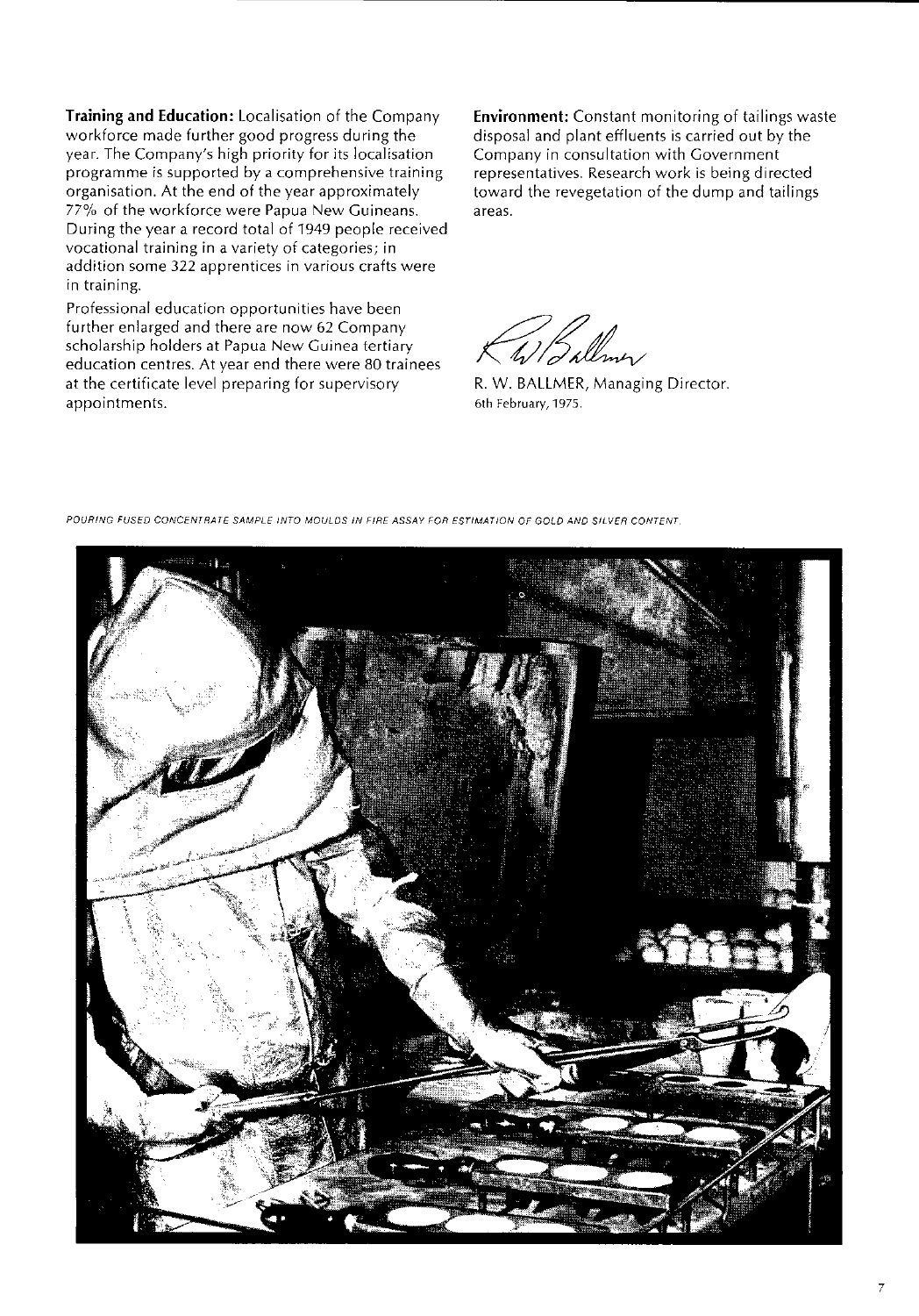**Training and Education:** Localisation of the Company workforce made further good progress during the year. The Company's high priority for its localisation programme is supported by a comprehensive training organisation. At the end of the year approximately 77% of the workforce were Papua New Guineans. During the year a record total of 1949 people received vocational training in a variety of categories; in addition some 322 apprentices in various crafts were in training.

Professional education opportunities have been further enlarged and there are now 62 Company scholarship holders at Papua New Guinea tertiary education centres. At year end there were 80 trainees at the certificate level preparing for supervisory appointments.

**Environment:** Constant monitoring of tailings waste disposal and plant effluents is carried out by the Company in consultation with Government representatives. Research work is being directed toward the revegetation of the dump and tailings areas.

R. W. BALLMER, Managing Director.
6th February, 1975.

*POURING FUSED CONCENTRATE SAMPLE INTO MOULDS IN FIRE ASSAY FOR ESTIMATION OF GOLD AND SILVER CONTENT.*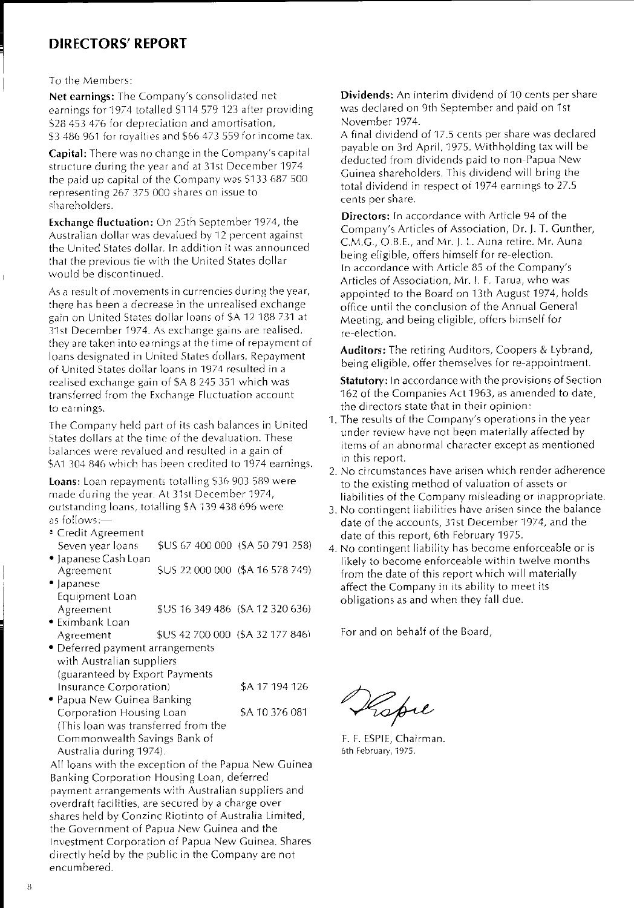# DIRECTORS' REPORT

To the Members:

**Net earnings:** The Company's consolidated net earnings for 1974 totalled $114 579 123 after providing $28 453 476 for depreciation and amortisation, $3 486 961 for royalties and $66 473 559 for income tax.

**Capital:** There was no change in the Company's capital structure during the year and at 31st December 1974 the paid up capital of the Company was $133 687 500 representing 267 375 000 shares on issue to shareholders.

**Exchange fluctuation:** On 25th September 1974, the Australian dollar was devalued by 12 percent against the United States dollar. In addition it was announced that the previous tie with the United States dollar would be discontinued.

As a result of movements in currencies during the year, there has been a decrease in the unrealised exchange gain on United States dollar loans of $A 12 188 731 at 31st December 1974. As exchange gains are realised, they are taken into earnings at the time of repayment of loans designated in United States dollars. Repayment of United States dollar loans in 1974 resulted in a realised exchange gain of $A 8 245 351 which was transferred from the Exchange Fluctuation account to earnings.

The Company held part of its cash balances in United States dollars at the time of the devaluation. These balances were revalued and resulted in a gain of $A1 304 846 which has been credited to 1974 earnings.

**Loans:** Loan repayments totalling $36 903 589 were made during the year. At 31st December 1974, outstanding loans, totalling $A 139 438 696 were as follows:—

| | | |
|---|---|---|
| • Credit Agreement Seven year loans | $US 67 400 000 | ($A 50 791 258) |
| • Japanese Cash Loan Agreement | $US 22 000 000 | ($A 16 578 749) |
| • Japanese Equipment Loan Agreement | $US 16 349 486 | ($A 12 320 636) |
| • Eximbank Loan Agreement | $US 42 700 000 | ($A 32 177 846) |
| • Deferred payment arrangements with Australian suppliers (guaranteed by Export Payments Insurance Corporation) | | $A 17 194 126 |
| • Papua New Guinea Banking Corporation Housing Loan (This loan was transferred from the Commonwealth Savings Bank of Australia during 1974). | | $A 10 376 081 |

All loans with the exception of the Papua New Guinea Banking Corporation Housing Loan, deferred payment arrangements with Australian suppliers and overdraft facilities, are secured by a charge over shares held by Conzinc Riotinto of Australia Limited, the Government of Papua New Guinea and the Investment Corporation of Papua New Guinea. Shares directly held by the public in the Company are not encumbered.

**Dividends:** An interim dividend of 10 cents per share was declared on 9th September and paid on 1st November 1974.

A final dividend of 17.5 cents per share was declared payable on 3rd April, 1975. Withholding tax will be deducted from dividends paid to non-Papua New Guinea shareholders. This dividend will bring the total dividend in respect of 1974 earnings to 27.5 cents per share.

**Directors:** In accordance with Article 94 of the Company's Articles of Association, Dr. J. T. Gunther, C.M.G., O.B.E., and Mr. J. L. Auna retire. Mr. Auna being eligible, offers himself for re-election.

In accordance with Article 85 of the Company's Articles of Association, Mr. I. F. Tarua, who was appointed to the Board on 13th August 1974, holds office until the conclusion of the Annual General Meeting, and being eligible, offers himself for re-election.

**Auditors:** The retiring Auditors, Coopers & Lybrand, being eligible, offer themselves for re-appointment.

**Statutory:** In accordance with the provisions of Section 162 of the Companies Act 1963, as amended to date, the directors state that in their opinion:

1. The results of the Company's operations in the year under review have not been materially affected by items of an abnormal character except as mentioned in this report.
2. No circumstances have arisen which render adherence to the existing method of valuation of assets or liabilities of the Company misleading or inappropriate.
3. No contingent liabilities have arisen since the balance date of the accounts, 31st December 1974, and the date of this report, 6th February 1975.
4. No contingent liability has become enforceable or is likely to become enforceable within twelve months from the date of this report which will materially affect the Company in its ability to meet its obligations as and when they fall due.

For and on behalf of the Board,

F. F. ESPIE, Chairman.
6th February, 1975.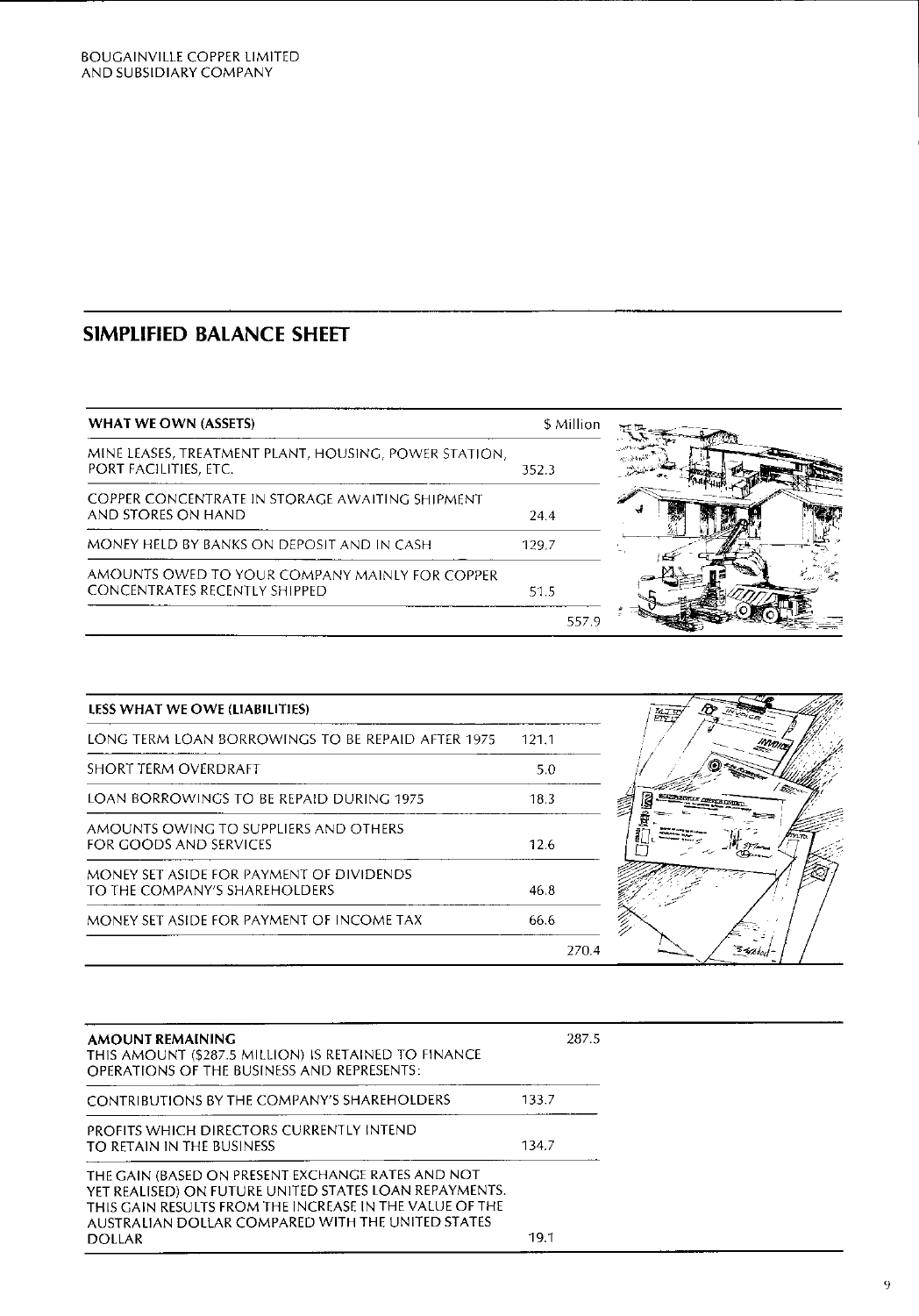BOUGAINVILLE COPPER LIMITED
AND SUBSIDIARY COMPANY

## SIMPLIFIED BALANCE SHEET

| WHAT WE OWN (ASSETS) | $ Million | |
|---|---|---|
| MINE LEASES, TREATMENT PLANT, HOUSING, POWER STATION, PORT FACILITIES, ETC. | 352.3 | |
| COPPER CONCENTRATE IN STORAGE AWAITING SHIPMENT AND STORES ON HAND | 24.4 | |
| MONEY HELD BY BANKS ON DEPOSIT AND IN CASH | 129.7 | |
| AMOUNTS OWED TO YOUR COMPANY MAINLY FOR COPPER CONCENTRATES RECENTLY SHIPPED | 51.5 | |
| | | 557.9 |

| LESS WHAT WE OWE (LIABILITIES) | | |
|---|---|---|
| LONG TERM LOAN BORROWINGS TO BE REPAID AFTER 1975 | 121.1 | |
| SHORT TERM OVERDRAFT | 5.0 | |
| LOAN BORROWINGS TO BE REPAID DURING 1975 | 18.3 | |
| AMOUNTS OWING TO SUPPLIERS AND OTHERS FOR GOODS AND SERVICES | 12.6 | |
| MONEY SET ASIDE FOR PAYMENT OF DIVIDENDS TO THE COMPANY'S SHAREHOLDERS | 46.8 | |
| MONEY SET ASIDE FOR PAYMENT OF INCOME TAX | 66.6 | |
| | | 270.4 |

| AMOUNT REMAINING<br>THIS AMOUNT ($287.5 MILLION) IS RETAINED TO FINANCE OPERATIONS OF THE BUSINESS AND REPRESENTS: | | 287.5 |
|---|---|---|
| CONTRIBUTIONS BY THE COMPANY'S SHAREHOLDERS | 133.7 | |
| PROFITS WHICH DIRECTORS CURRENTLY INTEND TO RETAIN IN THE BUSINESS | 134.7 | |
| THE GAIN (BASED ON PRESENT EXCHANGE RATES AND NOT YET REALISED) ON FUTURE UNITED STATES LOAN REPAYMENTS. THIS GAIN RESULTS FROM THE INCREASE IN THE VALUE OF THE AUSTRALIAN DOLLAR COMPARED WITH THE UNITED STATES DOLLAR | 19.1 | |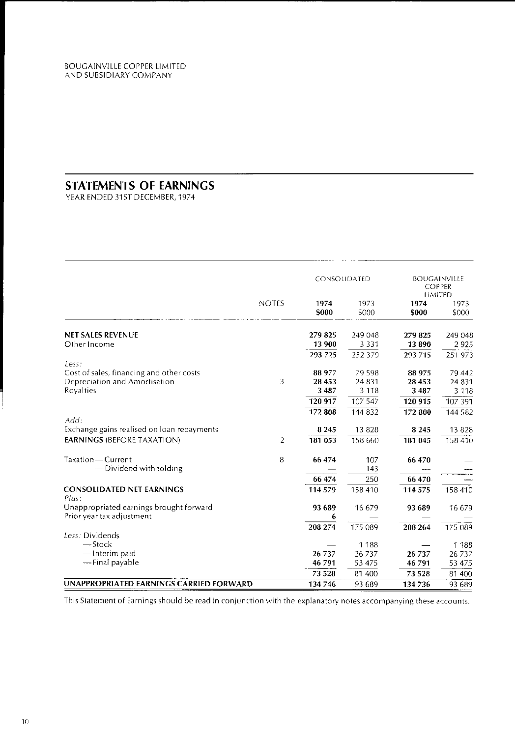BOUGAINVILLE COPPER LIMITED
AND SUBSIDIARY COMPANY

# STATEMENTS OF EARNINGS

YEAR ENDED 31ST DECEMBER, 1974

| | NOTES | CONSOLIDATED | | BOUGAINVILLE COPPER LIMITED | |
|---|---|---|---|---|---|
| | | **1974 $000** | 1973 $000 | **1974 $000** | 1973 $000 |
| **NET SALES REVENUE** | | **279 825** | 249 048 | **279 825** | 249 048 |
| Other Income | | **13 900** | 3 331 | **13 890** | 2 925 |
| | | **293 725** | 252 379 | **293 715** | 251 973 |
| *Less:* | | | | | |
| Cost of sales, financing and other costs | | **88 977** | 79 598 | **88 975** | 79 442 |
| Depreciation and Amortisation | 3 | **28 453** | 24 831 | **28 453** | 24 831 |
| Royalties | | **3 487** | 3 118 | **3 487** | 3 118 |
| | | **120 917** | 107 547 | **120 915** | 107 391 |
| | | **172 808** | 144 832 | **172 800** | 144 582 |
| *Add:* | | | | | |
| Exchange gains realised on loan repayments | | **8 245** | 13 828 | **8 245** | 13 828 |
| **EARNINGS** (BEFORE TAXATION) | 2 | **181 053** | 158 660 | **181 045** | 158 410 |
| Taxation — Current | 8 | **66 474** | 107 | **66 470** | — |
| — Dividend withholding | | — | 143 | — | — |
| | | **66 474** | 250 | **66 470** | — |
| **CONSOLIDATED NET EARNINGS** | | **114 579** | 158 410 | **114 575** | 158 410 |
| *Plus:* | | | | | |
| Unappropriated earnings brought forward | | **93 689** | 16 679 | **93 689** | 16 679 |
| Prior year tax adjustment | | **6** | — | — | — |
| | | **208 274** | 175 089 | **208 264** | 175 089 |
| *Less:* Dividends | | | | | |
| — Stock | | — | 1 188 | — | 1 188 |
| — Interim paid | | **26 737** | 26 737 | **26 737** | 26 737 |
| — Final payable | | **46 791** | 53 475 | **46 791** | 53 475 |
| | | **73 528** | 81 400 | **73 528** | 81 400 |
| **UNAPPROPRIATED EARNINGS CARRIED FORWARD** | | **134 746** | 93 689 | **134 736** | 93 689 |

This Statement of Earnings should be read in conjunction with the explanatory notes accompanying these accounts.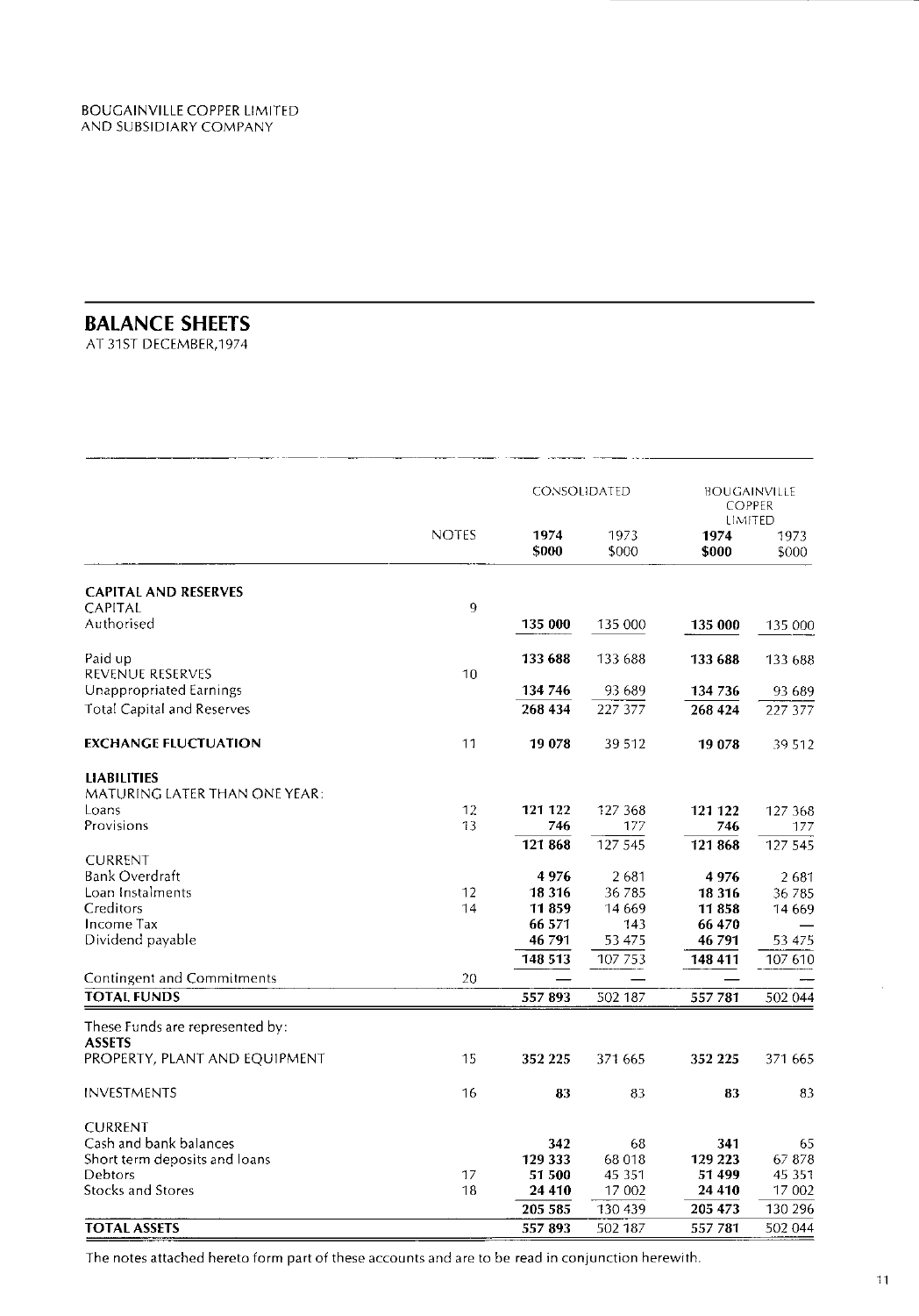BOUGAINVILLE COPPER LIMITED
AND SUBSIDIARY COMPANY

## BALANCE SHEETS

AT 31ST DECEMBER,1974

| | NOTES | CONSOLIDATED | | BOUGAINVILLE COPPER LIMITED | |
|---|---|---|---|---|---|
| | | **1974 $000** | 1973 $000 | **1974 $000** | 1973 $000 |
| **CAPITAL AND RESERVES** | | | | | |
| CAPITAL | 9 | | | | |
| Authorised | | **135 000** | 135 000 | **135 000** | 135 000 |
| Paid up | | **133 688** | 133 688 | **133 688** | 133 688 |
| REVENUE RESERVES | 10 | | | | |
| Unappropriated Earnings | | **134 746** | 93 689 | **134 736** | 93 689 |
| Total Capital and Reserves | | **268 434** | 227 377 | **268 424** | 227 377 |
| **EXCHANGE FLUCTUATION** | 11 | **19 078** | 39 512 | **19 078** | 39 512 |
| **LIABILITIES** | | | | | |
| MATURING LATER THAN ONE YEAR: | | | | | |
| Loans | 12 | **121 122** | 127 368 | **121 122** | 127 368 |
| Provisions | 13 | **746** | 177 | **746** | 177 |
| | | **121 868** | 127 545 | **121 868** | 127 545 |
| CURRENT | | | | | |
| Bank Overdraft | | **4 976** | 2 681 | **4 976** | 2 681 |
| Loan Instalments | 12 | **18 316** | 36 785 | **18 316** | 36 785 |
| Creditors | 14 | **11 859** | 14 669 | **11 858** | 14 669 |
| Income Tax | | **66 571** | 143 | **66 470** | — |
| Dividend payable | | **46 791** | 53 475 | **46 791** | 53 475 |
| | | **148 513** | 107 753 | **148 411** | 107 610 |
| Contingent and Commitments | 20 | — | — | — | — |
| **TOTAL FUNDS** | | **557 893** | 502 187 | **557 781** | 502 044 |
| These Funds are represented by: | | | | | |
| **ASSETS** | | | | | |
| PROPERTY, PLANT AND EQUIPMENT | 15 | **352 225** | 371 665 | **352 225** | 371 665 |
| INVESTMENTS | 16 | **83** | 83 | **83** | 83 |
| CURRENT | | | | | |
| Cash and bank balances | | **342** | 68 | **341** | 65 |
| Short term deposits and loans | | **129 333** | 68 018 | **129 223** | 67 878 |
| Debtors | 17 | **51 500** | 45 351 | **51 499** | 45 351 |
| Stocks and Stores | 18 | **24 410** | 17 002 | **24 410** | 17 002 |
| | | **205 585** | 130 439 | **205 473** | 130 296 |
| **TOTAL ASSETS** | | **557 893** | 502 187 | **557 781** | 502 044 |

The notes attached hereto form part of these accounts and are to be read in conjunction herewith.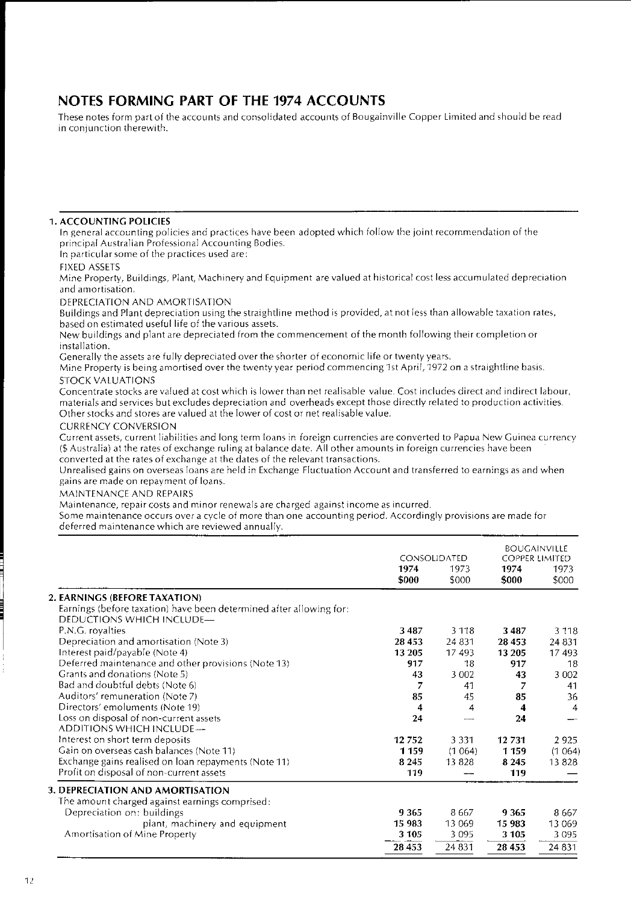# NOTES FORMING PART OF THE 1974 ACCOUNTS

These notes form part of the accounts and consolidated accounts of Bougainville Copper Limited and should be read in conjunction therewith.

## 1. ACCOUNTING POLICIES

In general accounting policies and practices have been adopted which follow the joint recommendation of the principal Australian Professional Accounting Bodies.

In particular some of the practices used are:

FIXED ASSETS

Mine Property, Buildings, Plant, Machinery and Equipment are valued at historical cost less accumulated depreciation and amortisation.

DEPRECIATION AND AMORTISATION

Buildings and Plant depreciation using the straightline method is provided, at not less than allowable taxation rates, based on estimated useful life of the various assets.

New buildings and plant are depreciated from the commencement of the month following their completion or installation.

Generally the assets are fully depreciated over the shorter of economic life or twenty years.

Mine Property is being amortised over the twenty year period commencing 1st April, 1972 on a straightline basis.

STOCK VALUATIONS

Concentrate stocks are valued at cost which is lower than net realisable value. Cost includes direct and indirect labour, materials and services but excludes depreciation and overheads except those directly related to production activities.

Other stocks and stores are valued at the lower of cost or net realisable value.

CURRENCY CONVERSION

Current assets, current liabilities and long term loans in foreign currencies are converted to Papua New Guinea currency ($ Australia) at the rates of exchange ruling at balance date. All other amounts in foreign currencies have been converted at the rates of exchange at the dates of the relevant transactions.

Unrealised gains on overseas loans are held in Exchange Fluctuation Account and transferred to earnings as and when gains are made on repayment of loans.

MAINTENANCE AND REPAIRS

Maintenance, repair costs and minor renewals are charged against income as incurred.

Some maintenance occurs over a cycle of more than one accounting period. Accordingly provisions are made for deferred maintenance which are reviewed annually.

| | CONSOLIDATED | | BOUGAINVILLE COPPER LIMITED | |
|---|---|---|---|---|
| | **1974** | 1973 | **1974** | 1973 |
| | **$000** | $000 | **$000** | $000 |
| **2. EARNINGS (BEFORE TAXATION)** | | | | |
| Earnings (before taxation) have been determined after allowing for: | | | | |
| DEDUCTIONS WHICH INCLUDE— | | | | |
| P.N.G. royalties | **3 487** | 3 118 | **3 487** | 3 118 |
| Depreciation and amortisation (Note 3) | **28 453** | 24 831 | **28 453** | 24 831 |
| Interest paid/payable (Note 4) | **13 205** | 17 493 | **13 205** | 17 493 |
| Deferred maintenance and other provisions (Note 13) | **917** | 18 | **917** | 18 |
| Grants and donations (Note 5) | **43** | 3 002 | **43** | 3 002 |
| Bad and doubtful debts (Note 6) | **7** | 41 | **7** | 41 |
| Auditors' remuneration (Note 7) | **85** | 45 | **85** | 36 |
| Directors' emoluments (Note 19) | **4** | 4 | **4** | 4 |
| Loss on disposal of non-current assets | **24** | — | **24** | — |
| ADDITIONS WHICH INCLUDE— | | | | |
| Interest on short term deposits | **12 752** | 3 331 | **12 731** | 2 925 |
| Gain on overseas cash balances (Note 11) | **1 159** | (1 064) | **1 159** | (1 064) |
| Exchange gains realised on loan repayments (Note 11) | **8 245** | 13 828 | **8 245** | 13 828 |
| Profit on disposal of non-current assets | **119** | — | **119** | — |
| **3. DEPRECIATION AND AMORTISATION** | | | | |
| The amount charged against earnings comprised: | | | | |
| Depreciation on: buildings | **9 365** | 8 667 | **9 365** | 8 667 |
| plant, machinery and equipment | **15 983** | 13 069 | **15 983** | 13 069 |
| Amortisation of Mine Property | **3 105** | 3 095 | **3 105** | 3 095 |
| | **28 453** | 24 831 | **28 453** | 24 831 |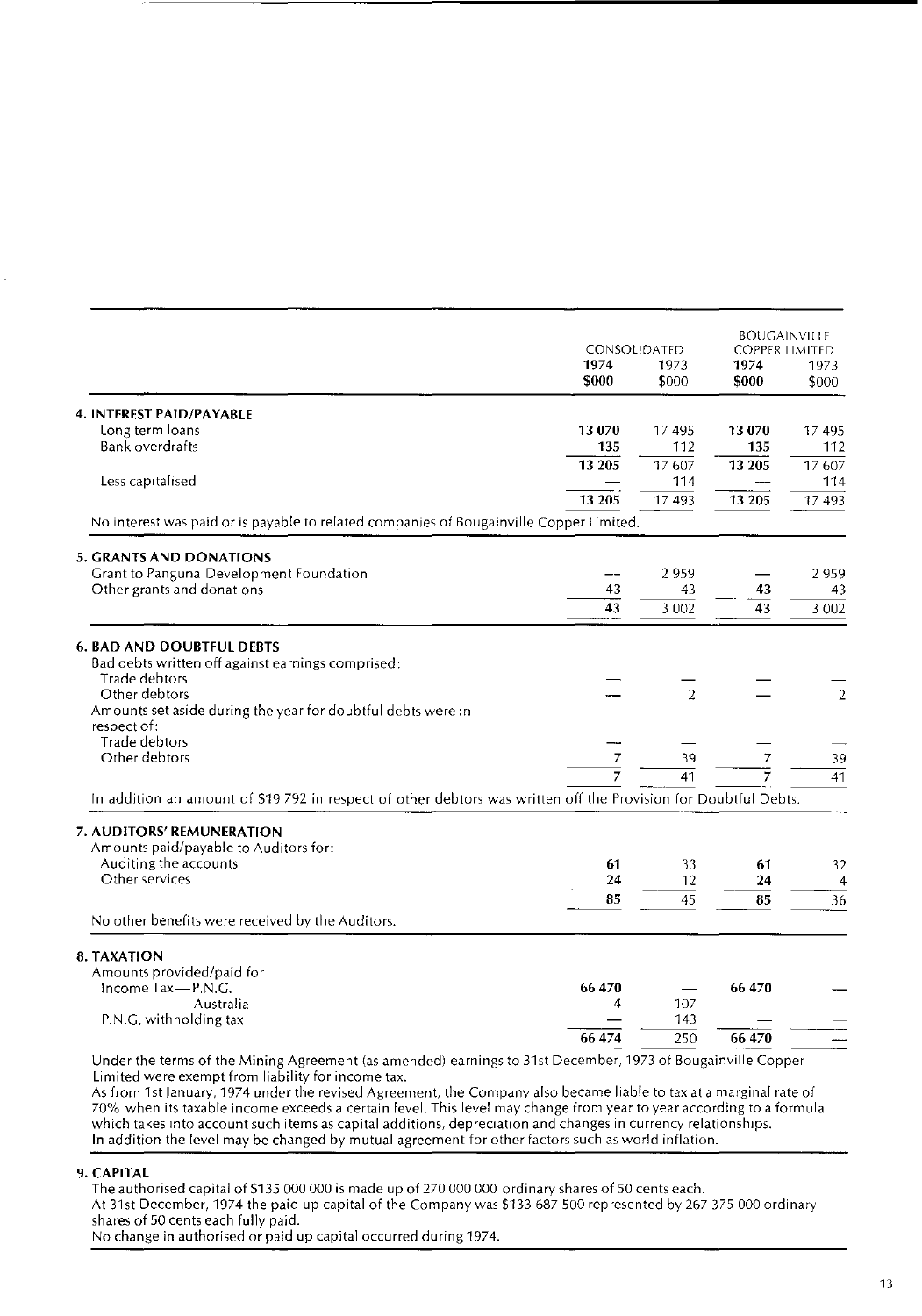| | CONSOLIDATED | | BOUGAINVILLE COPPER LIMITED | |
|---|---|---|---|---|
| | **1974** | 1973 | **1974** | 1973 |
| | **$000** | $000 | **$000** | $000 |
| **4. INTEREST PAID/PAYABLE** | | | | |
| Long term loans | **13 070** | 17 495 | **13 070** | 17 495 |
| Bank overdrafts | **135** | 112 | **135** | 112 |
| | **13 205** | 17 607 | **13 205** | 17 607 |
| Less capitalised | — | 114 | — | 114 |
| | **13 205** | 17 493 | **13 205** | 17 493 |

No interest was paid or is payable to related companies of Bougainville Copper Limited.

| | CONSOLIDATED | | BOUGAINVILLE COPPER LIMITED | |
|---|---|---|---|---|
| | **1974** | 1973 | **1974** | 1973 |
| **5. GRANTS AND DONATIONS** | | | | |
| Grant to Panguna Development Foundation | — | 2 959 | — | 2 959 |
| Other grants and donations | **43** | 43 | **43** | 43 |
| | **43** | 3 002 | **43** | 3 002 |

| | CONSOLIDATED | | BOUGAINVILLE COPPER LIMITED | |
|---|---|---|---|---|
| | **1974** | 1973 | **1974** | 1973 |
| **6. BAD AND DOUBTFUL DEBTS** | | | | |
| Bad debts written off against earnings comprised: | | | | |
| Trade debtors | — | — | — | — |
| Other debtors | — | 2 | — | 2 |
| Amounts set aside during the year for doubtful debts were in respect of: | | | | |
| Trade debtors | — | — | — | — |
| Other debtors | **7** | 39 | **7** | 39 |
| | **7** | 41 | **7** | 41 |

In addition an amount of $19 792 in respect of other debtors was written off the Provision for Doubtful Debts.

| | CONSOLIDATED | | BOUGAINVILLE COPPER LIMITED | |
|---|---|---|---|---|
| | **1974** | 1973 | **1974** | 1973 |
| **7. AUDITORS' REMUNERATION** | | | | |
| Amounts paid/payable to Auditors for: | | | | |
| Auditing the accounts | **61** | 33 | **61** | 32 |
| Other services | **24** | 12 | **24** | 4 |
| | **85** | 45 | **85** | 36 |

No other benefits were received by the Auditors.

| | CONSOLIDATED | | BOUGAINVILLE COPPER LIMITED | |
|---|---|---|---|---|
| | **1974** | 1973 | **1974** | 1973 |
| **8. TAXATION** | | | | |
| Amounts provided/paid for | | | | |
| Income Tax—P.N.G. | **66 470** | — | **66 470** | — |
| —Australia | **4** | 107 | — | — |
| P.N.G. withholding tax | — | 143 | — | — |
| | **66 474** | 250 | **66 470** | — |

Under the terms of the Mining Agreement (as amended) earnings to 31st December, 1973 of Bougainville Copper Limited were exempt from liability for income tax.

As from 1st January, 1974 under the revised Agreement, the Company also became liable to tax at a marginal rate of 70% when its taxable income exceeds a certain level. This level may change from year to year according to a formula which takes into account such items as capital additions, depreciation and changes in currency relationships. In addition the level may be changed by mutual agreement for other factors such as world inflation.

**9. CAPITAL**

The authorised capital of $135 000 000 is made up of 270 000 000 ordinary shares of 50 cents each.
At 31st December, 1974 the paid up capital of the Company was $133 687 500 represented by 267 375 000 ordinary shares of 50 cents each fully paid.
No change in authorised or paid up capital occurred during 1974.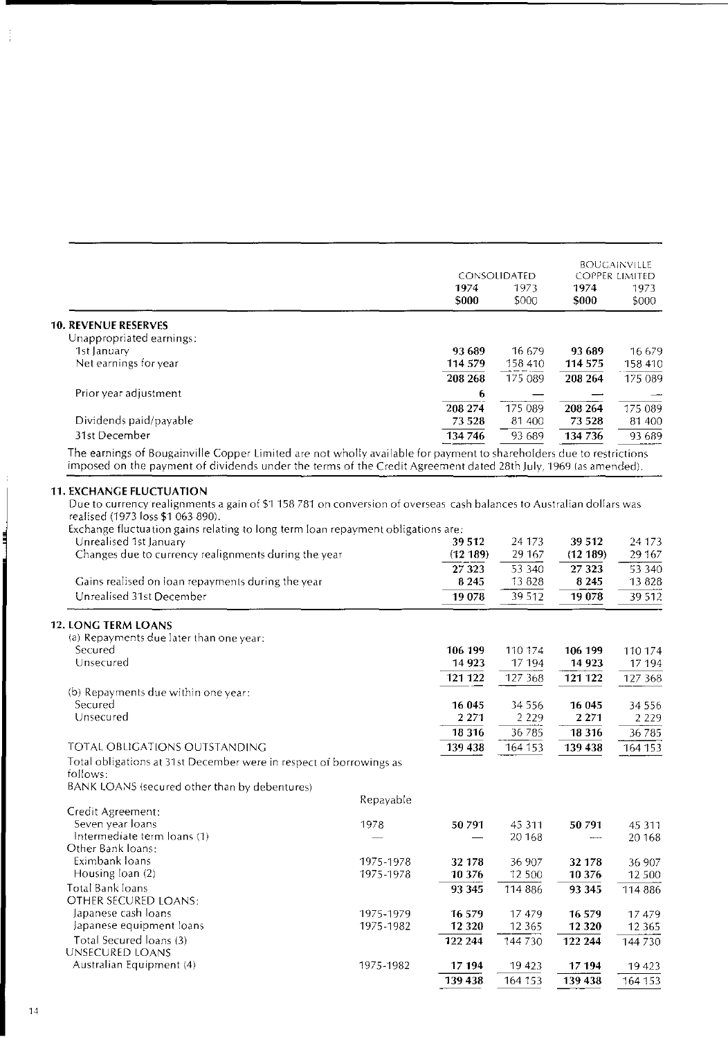| | | CONSOLIDATED | | BOUGAINVILLE COPPER LIMITED | |
|---|---|---|---|---|---|
| | | **1974** | 1973 | **1974** | 1973 |
| | | **$000** | $000 | **$000** | $000 |
| **10. REVENUE RESERVES** | | | | | |
| Unappropriated earnings: | | | | | |
| 1st January | | **93 689** | 16 679 | **93 689** | 16 679 |
| Net earnings for year | | **114 579** | 158 410 | **114 575** | 158 410 |
| | | **208 268** | 175 089 | **208 264** | 175 089 |
| Prior year adjustment | | **6** | — | — | — |
| | | **208 274** | 175 089 | **208 264** | 175 089 |
| Dividends paid/payable | | **73 528** | 81 400 | **73 528** | 81 400 |
| 31st December | | **134 746** | 93 689 | **134 736** | 93 689 |

The earnings of Bougainville Copper Limited are not wholly available for payment to shareholders due to restrictions imposed on the payment of dividends under the terms of the Credit Agreement dated 28th July, 1969 (as amended).

**11. EXCHANGE FLUCTUATION**

Due to currency realignments a gain of $1 158 781 on conversion of overseas cash balances to Australian dollars was realised (1973 loss $1 063 890).

Exchange fluctuation gains relating to long term loan repayment obligations are:

| | | **1974** | 1973 | **1974** | 1973 |
|---|---|---|---|---|---|
| Unrealised 1st January | | **39 512** | 24 173 | **39 512** | 24 173 |
| Changes due to currency realignments during the year | | **(12 189)** | 29 167 | **(12 189)** | 29 167 |
| | | **27 323** | 53 340 | **27 323** | 53 340 |
| Gains realised on loan repayments during the year | | **8 245** | 13 828 | **8 245** | 13 828 |
| Unrealised 31st December | | **19 078** | 39 512 | **19 078** | 39 512 |

**12. LONG TERM LOANS**

| | Repayable | **1974** | 1973 | **1974** | 1973 |
|---|---|---|---|---|---|
| (a) Repayments due later than one year: | | | | | |
| Secured | | **106 199** | 110 174 | **106 199** | 110 174 |
| Unsecured | | **14 923** | 17 194 | **14 923** | 17 194 |
| | | **121 122** | 127 368 | **121 122** | 127 368 |
| (b) Repayments due within one year: | | | | | |
| Secured | | **16 045** | 34 556 | **16 045** | 34 556 |
| Unsecured | | **2 271** | 2 229 | **2 271** | 2 229 |
| | | **18 316** | 36 785 | **18 316** | 36 785 |
| TOTAL OBLIGATIONS OUTSTANDING | | **139 438** | 164 153 | **139 438** | 164 153 |
| Total obligations at 31st December were in respect of borrowings as follows: | | | | | |
| BANK LOANS (secured other than by debentures) | | | | | |
| Credit Agreement: | | | | | |
| Seven year loans | 1978 | **50 791** | 45 311 | **50 791** | 45 311 |
| Intermediate term loans (1) | — | — | 20 168 | — | 20 168 |
| Other Bank Loans: | | | | | |
| Eximbank loans | 1975-1978 | **32 178** | 36 907 | **32 178** | 36 907 |
| Housing loan (2) | 1975-1978 | **10 376** | 12 500 | **10 376** | 12 500 |
| Total Bank loans | | **93 345** | 114 886 | **93 345** | 114 886 |
| OTHER SECURED LOANS: | | | | | |
| Japanese cash loans | 1975-1979 | **16 579** | 17 479 | **16 579** | 17 479 |
| Japanese equipment loans | 1975-1982 | **12 320** | 12 365 | **12 320** | 12 365 |
| Total Secured loans (3) | | **122 244** | 144 730 | **122 244** | 144 730 |
| UNSECURED LOANS | | | | | |
| Australian Equipment (4) | 1975-1982 | **17 194** | 19 423 | **17 194** | 19 423 |
| | | **139 438** | 164 153 | **139 438** | 164 153 |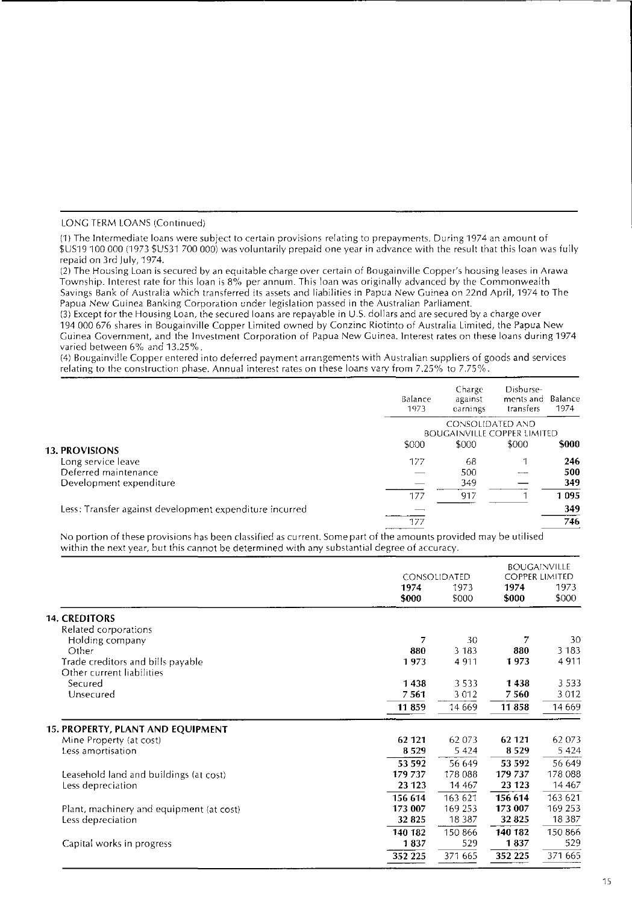LONG TERM LOANS (Continued)

(1) The Intermediate loans were subject to certain provisions relating to prepayments. During 1974 an amount of $US19 100 000 (1973 $US31 700 000) was voluntarily prepaid one year in advance with the result that this loan was fully repaid on 3rd July, 1974.

(2) The Housing Loan is secured by an equitable charge over certain of Bougainville Copper's housing leases in Arawa Township. Interest rate for this loan is 8% per annum. This loan was originally advanced by the Commonwealth Savings Bank of Australia which transferred its assets and liabilities in Papua New Guinea on 22nd April, 1974 to The Papua New Guinea Banking Corporation under legislation passed in the Australian Parliament.

(3) Except for the Housing Loan, the secured loans are repayable in U.S. dollars and are secured by a charge over 194 000 676 shares in Bougainville Copper Limited owned by Conzinc Riotinto of Australia Limited, the Papua New Guinea Government, and the Investment Corporation of Papua New Guinea. Interest rates on these loans during 1974 varied between 6% and 13.25%.

(4) Bougainville Copper entered into deferred payment arrangements with Australian suppliers of goods and services relating to the construction phase. Annual interest rates on these loans vary from 7.25% to 7.75%.

| | Balance 1973 | Charge against earnings | Disbursements and transfers | Balance 1974 |
|---|---|---|---|---|
| | CONSOLIDATED AND BOUGAINVILLE COPPER LIMITED | | | |
| **13. PROVISIONS** | $000 | $000 | $000 | **$000** |
| Long service leave | 177 | 68 | 1 | **246** |
| Deferred maintenance | — | 500 | — | **500** |
| Development expenditure | — | 349 | — | **349** |
| | 177 | 917 | 1 | **1 095** |
| Less: Transfer against development expenditure incurred | — | | | **349** |
| | 177 | | | **746** |

No portion of these provisions has been classified as current. Some part of the amounts provided may be utilised within the next year, but this cannot be determined with any substantial degree of accuracy.

| | CONSOLIDATED | | BOUGAINVILLE COPPER LIMITED | |
|---|---|---|---|---|
| | **1974** | 1973 | **1974** | 1973 |
| | **$000** | $000 | **$000** | $000 |
| **14. CREDITORS** | | | | |
| Related corporations | | | | |
| Holding company | **7** | 30 | **7** | 30 |
| Other | **880** | 3 183 | **880** | 3 183 |
| Trade creditors and bills payable | **1 973** | 4 911 | **1 973** | 4 911 |
| Other current liabilities | | | | |
| Secured | **1 438** | 3 533 | **1 438** | 3 533 |
| Unsecured | **7 561** | 3 012 | **7 560** | 3 012 |
| | **11 859** | 14 669 | **11 858** | 14 669 |
| **15. PROPERTY, PLANT AND EQUIPMENT** | | | | |
| Mine Property (at cost) | **62 121** | 62 073 | **62 121** | 62 073 |
| Less amortisation | **8 529** | 5 424 | **8 529** | 5 424 |
| | **53 592** | 56 649 | **53 592** | 56 649 |
| Leasehold land and buildings (at cost) | **179 737** | 178 088 | **179 737** | 178 088 |
| Less depreciation | **23 123** | 14 467 | **23 123** | 14 467 |
| | **156 614** | 163 621 | **156 614** | 163 621 |
| Plant, machinery and equipment (at cost) | **173 007** | 169 253 | **173 007** | 169 253 |
| Less depreciation | **32 825** | 18 387 | **32 825** | 18 387 |
| | **140 182** | 150 866 | **140 182** | 150 866 |
| Capital works in progress | **1 837** | 529 | **1 837** | 529 |
| | **352 225** | 371 665 | **352 225** | 371 665 |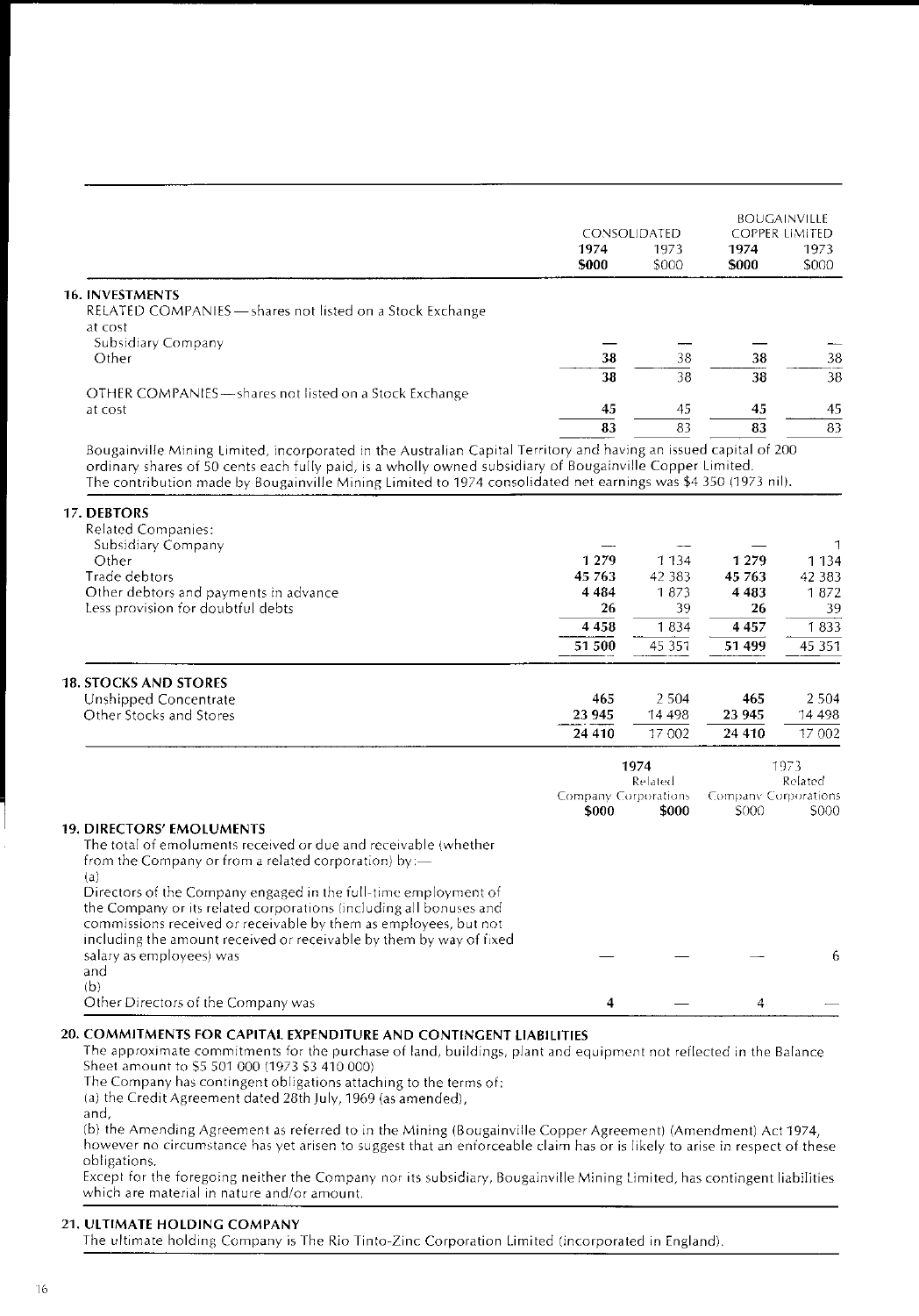| | CONSOLIDATED | | BOUGAINVILLE COPPER LIMITED | |
|---|---|---|---|---|
| | **1974** | 1973 | **1974** | 1973 |
| | **$000** | $000 | **$000** | $000 |
| **16. INVESTMENTS** | | | | |
| RELATED COMPANIES — shares not listed on a Stock Exchange at cost | | | | |
| Subsidiary Company | — | — | — | — |
| Other | **38** | 38 | **38** | 38 |
| | **38** | 38 | **38** | 38 |
| OTHER COMPANIES — shares not listed on a Stock Exchange at cost | **45** | 45 | **45** | 45 |
| | **83** | 83 | **83** | 83 |

Bougainville Mining Limited, incorporated in the Australian Capital Territory and having an issued capital of 200 ordinary shares of 50 cents each fully paid, is a wholly owned subsidiary of Bougainville Copper Limited. The contribution made by Bougainville Mining Limited to 1974 consolidated net earnings was $4 350 (1973 nil).

| | CONSOLIDATED | | BOUGAINVILLE COPPER LIMITED | |
|---|---|---|---|---|
| | **1974** | 1973 | **1974** | 1973 |
| **17. DEBTORS** | | | | |
| Related Companies: | | | | |
| Subsidiary Company | — | — | — | 1 |
| Other | **1 279** | 1 134 | **1 279** | 1 134 |
| Trade debtors | **45 763** | 42 383 | **45 763** | 42 383 |
| Other debtors and payments in advance | **4 484** | 1 873 | **4 483** | 1 872 |
| Less provision for doubtful debts | **26** | 39 | **26** | 39 |
| | **4 458** | 1 834 | **4 457** | 1 833 |
| | **51 500** | 45 351 | **51 499** | 45 351 |
| **18. STOCKS AND STORES** | | | | |
| Unshipped Concentrate | **465** | 2 504 | **465** | 2 504 |
| Other Stocks and Stores | **23 945** | 14 498 | **23 945** | 14 498 |
| | **24 410** | 17 002 | **24 410** | 17 002 |

| | **1974** | | 1973 | |
|---|---|---|---|---|
| | **Company** | **Related Corporations** | Company | Related Corporations |
| | **$000** | **$000** | $000 | $000 |
| **19. DIRECTORS' EMOLUMENTS** | | | | |
| The total of emoluments received or due and receivable (whether from the Company or from a related corporation) by:— | | | | |
| (a) Directors of the Company engaged in the full-time employment of the Company or its related corporations (including all bonuses and commissions received or receivable by them as employees, but not including the amount received or receivable by them by way of fixed salary as employees) was | — | — | — | 6 |
| and (b) Other Directors of the Company was | **4** | — | 4 | — |

**20. COMMITMENTS FOR CAPITAL EXPENDITURE AND CONTINGENT LIABILITIES**

The approximate commitments for the purchase of land, buildings, plant and equipment not reflected in the Balance Sheet amount to $5 501 000 (1973 $3 410 000)

The Company has contingent obligations attaching to the terms of:

(a) the Credit Agreement dated 28th July, 1969 (as amended),

and,

(b) the Amending Agreement as referred to in the Mining (Bougainville Copper Agreement) (Amendment) Act 1974, however no circumstance has yet arisen to suggest that an enforceable claim has or is likely to arise in respect of these obligations.

Except for the foregoing neither the Company nor its subsidiary, Bougainville Mining Limited, has contingent liabilities which are material in nature and/or amount.

**21. ULTIMATE HOLDING COMPANY**

The ultimate holding Company is The Rio Tinto-Zinc Corporation Limited (incorporated in England).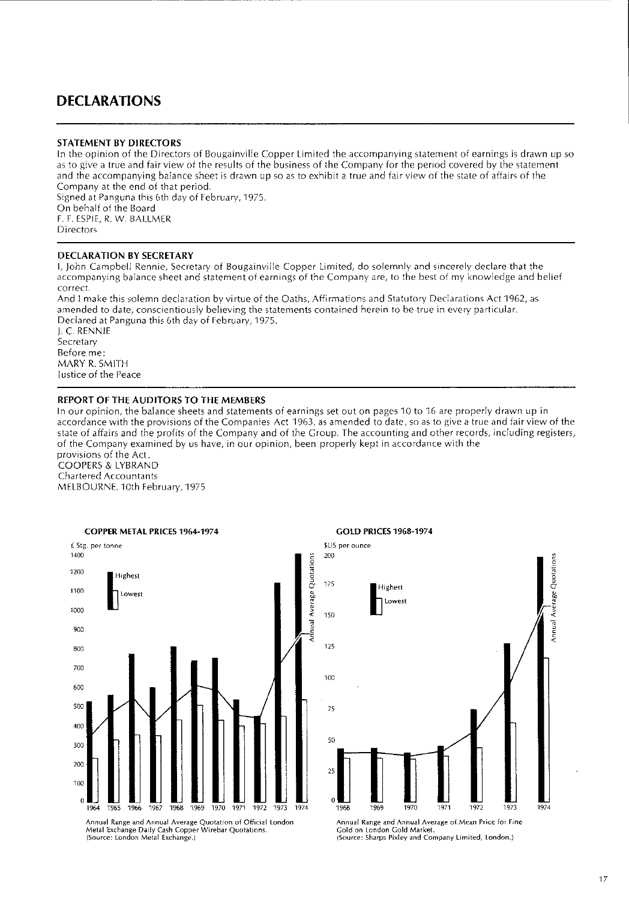# DECLARATIONS

### STATEMENT BY DIRECTORS

In the opinion of the Directors of Bougainville Copper Limited the accompanying statement of earnings is drawn up so as to give a true and fair view of the results of the business of the Company for the period covered by the statement and the accompanying balance sheet is drawn up so as to exhibit a true and fair view of the state of affairs of the Company at the end of that period.
Signed at Panguna this 6th day of February, 1975.
On behalf of the Board
F. F. ESPIE, R. W. BALLMER
Directors

### DECLARATION BY SECRETARY

I, John Campbell Rennie, Secretary of Bougainville Copper Limited, do solemnly and sincerely declare that the accompanying balance sheet and statement of earnings of the Company are, to the best of my knowledge and belief correct.
And I make this solemn declaration by virtue of the Oaths, Affirmations and Statutory Declarations Act 1962, as amended to date, conscientiously believing the statements contained herein to be true in every particular.
Declared at Panguna this 6th day of February, 1975.
J. C. RENNIE
Secretary
Before me:
MARY R. SMITH
Justice of the Peace

### REPORT OF THE AUDITORS TO THE MEMBERS

In our opinion, the balance sheets and statements of earnings set out on pages 10 to 16 are properly drawn up in accordance with the provisions of the Companies Act 1963, as amended to date, so as to give a true and fair view of the state of affairs and the profits of the Company and of the Group. The accounting and other records, including registers, of the Company examined by us have, in our opinion, been properly kept in accordance with the provisions of the Act.
COOPERS & LYBRAND
Chartered Accountants
MELBOURNE. 10th February, 1975

**COPPER METAL PRICES 1964-1974**

Annual Range and Annual Average Quotation of Official London Metal Exchange Daily Cash Copper Wirebar Quotations.
(Source: London Metal Exchange.)

**GOLD PRICES 1968-1974**

Annual Range and Annual Average of Mean Price for Fine Gold on London Gold Market.
(Source: Sharps Pixley and Company Limited, London.)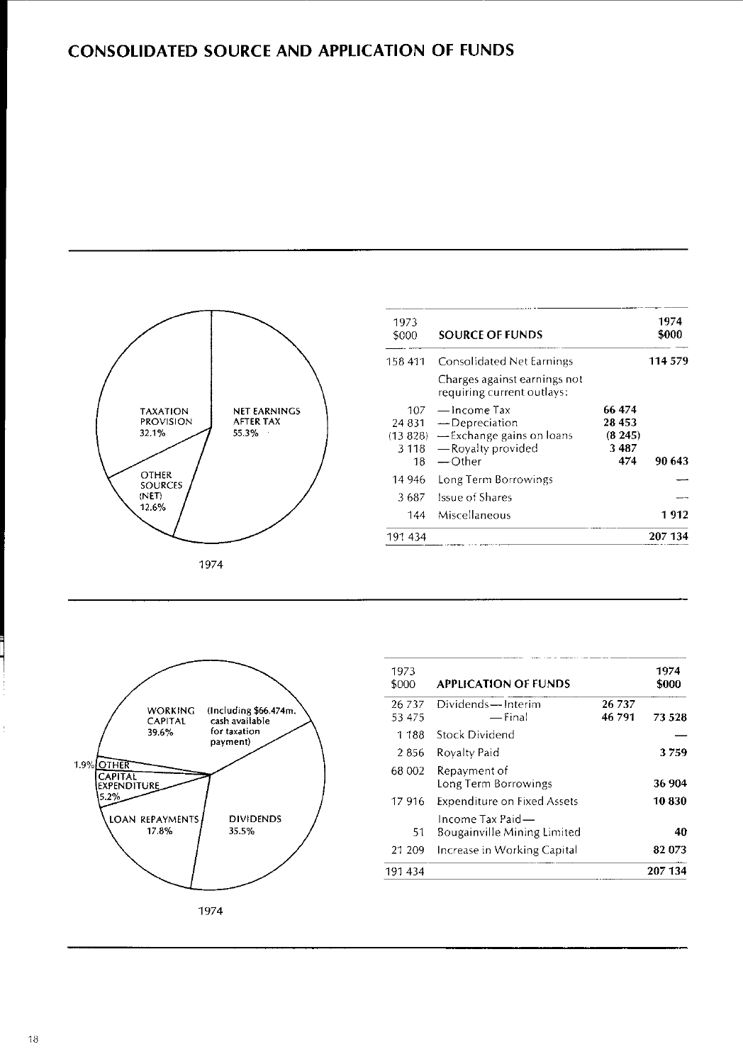# CONSOLIDATED SOURCE AND APPLICATION OF FUNDS

TAXATION PROVISION 32.1%
NET EARNINGS AFTER TAX 55.3%
OTHER SOURCES (NET) 12.6%

1974

| 1973 $000 | SOURCE OF FUNDS | | 1974 $000 |
|---|---|---|---|
| 158 411 | Consolidated Net Earnings | | 114 579 |
| | Charges against earnings not requiring current outlays: | | |
| 107 | —Income Tax | 66 474 | |
| 24 831 | —Depreciation | 28 453 | |
| (13 828) | —Exchange gains on loans | (8 245) | |
| 3 118 | —Royalty provided | 3 487 | |
| 18 | —Other | 474 | 90 643 |
| 14 946 | Long Term Borrowings | | — |
| 3 687 | Issue of Shares | | — |
| 144 | Miscellaneous | | 1 912 |
| 191 434 | | | 207 134 |

WORKING CAPITAL 39.6% (Including $66.474m. cash available for taxation payment)
1.9% OTHER
CAPITAL EXPENDITURE 5.2%
LOAN REPAYMENTS 17.8%
DIVIDENDS 35.5%

1974

| 1973 $000 | APPLICATION OF FUNDS | | 1974 $000 |
|---|---|---|---|
| 26 737 | Dividends—Interim | 26 737 | |
| 53 475 | —Final | 46 791 | 73 528 |
| 1 188 | Stock Dividend | | — |
| 2 856 | Royalty Paid | | 3 759 |
| 68 002 | Repayment of Long Term Borrowings | | 36 904 |
| 17 916 | Expenditure on Fixed Assets | | 10 830 |
| 51 | Income Tax Paid— Bougainville Mining Limited | | 40 |
| 21 209 | Increase in Working Capital | | 82 073 |
| 191 434 | | | 207 134 |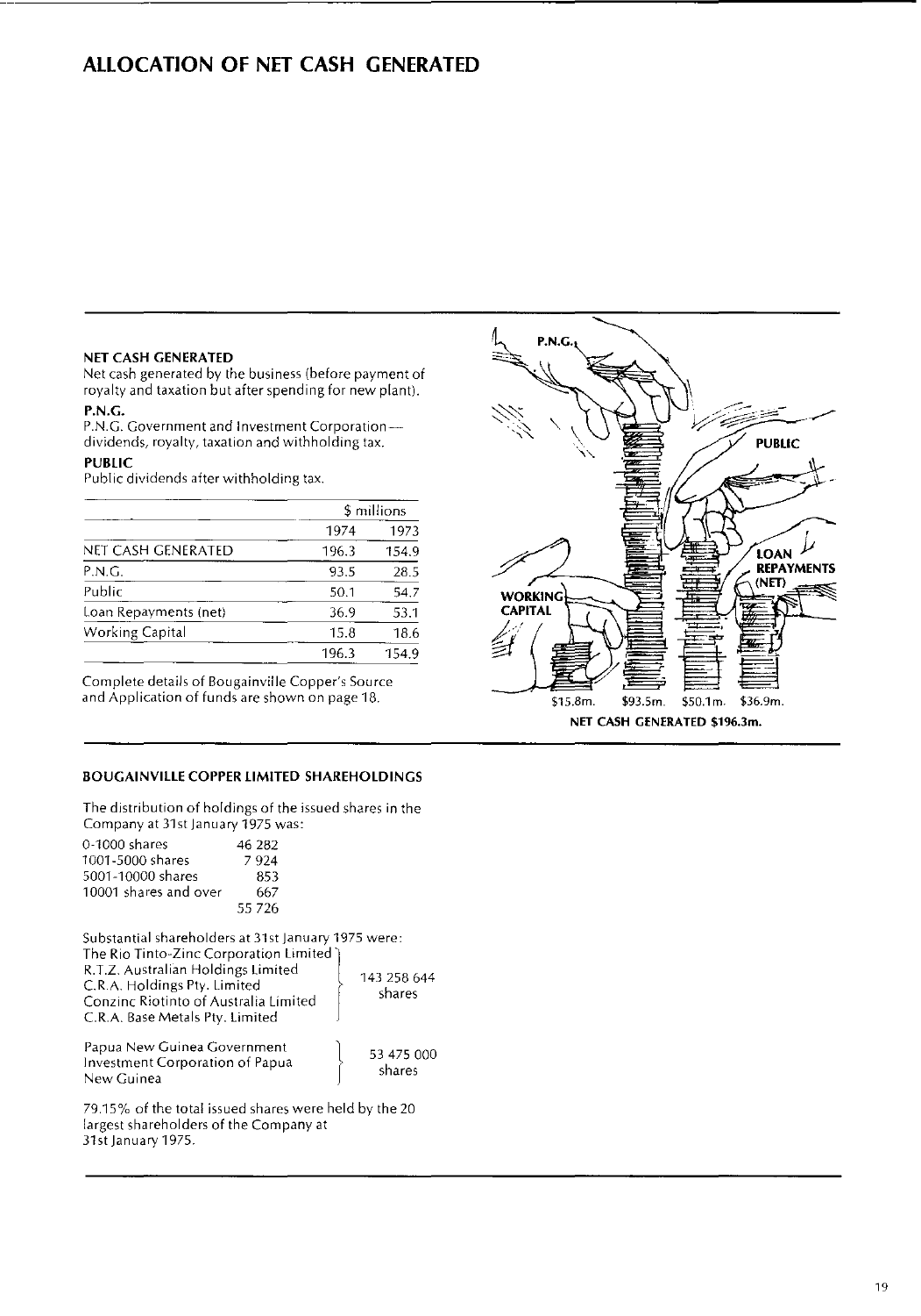# ALLOCATION OF NET CASH GENERATED

**NET CASH GENERATED**

Net cash generated by the business (before payment of royalty and taxation but after spending for new plant).

**P.N.G.**

P.N.G. Government and Investment Corporation — dividends, royalty, taxation and withholding tax.

**PUBLIC**

Public dividends after withholding tax.

| | $ millions | |
|---|---|---|
| | 1974 | 1973 |
| NET CASH GENERATED | 196.3 | 154.9 |
| P.N.G. | 93.5 | 28.5 |
| Public | 50.1 | 54.7 |
| Loan Repayments (net) | 36.9 | 53.1 |
| Working Capital | 15.8 | 18.6 |
| | 196.3 | 154.9 |

Complete details of Bougainville Copper's Source and Application of funds are shown on page 18.

P.N.G. — PUBLIC — LOAN REPAYMENTS (NET) — WORKING CAPITAL

$15.8m. $93.5m. $50.1m. $36.9m.

**NET CASH GENERATED $196.3m.**

## BOUGAINVILLE COPPER LIMITED SHAREHOLDINGS

The distribution of holdings of the issued shares in the Company at 31st January 1975 was:

| | |
|---|---|
| 0-1000 shares | 46 282 |
| 1001-5000 shares | 7 924 |
| 5001-10000 shares | 853 |
| 10001 shares and over | 667 |
| | 55 726 |

Substantial shareholders at 31st January 1975 were:

| | |
|---|---|
| The Rio Tinto-Zinc Corporation Limited<br>R.T.Z. Australian Holdings Limited<br>C.R.A. Holdings Pty. Limited<br>Conzinc Riotinto of Australia Limited<br>C.R.A. Base Metals Pty. Limited | 143 258 644 shares |
| Papua New Guinea Government<br>Investment Corporation of Papua New Guinea | 53 475 000 shares |

79.15% of the total issued shares were held by the 20 largest shareholders of the Company at 31st January 1975.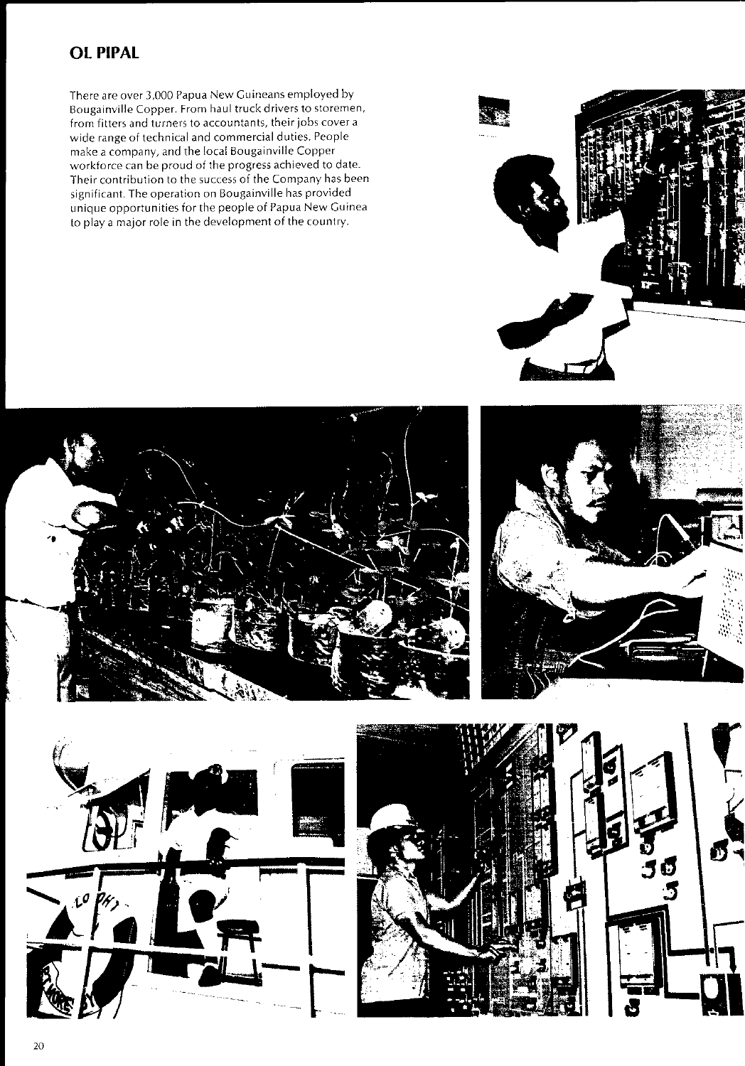## OL PIPAL

There are over 3,000 Papua New Guineans employed by Bougainville Copper. From haul truck drivers to storemen, from fitters and turners to accountants, their jobs cover a wide range of technical and commercial duties. People make a company, and the local Bougainville Copper workforce can be proud of the progress achieved to date. Their contribution to the success of the Company has been significant. The operation on Bougainville has provided unique opportunities for the people of Papua New Guinea to play a major role in the development of the country.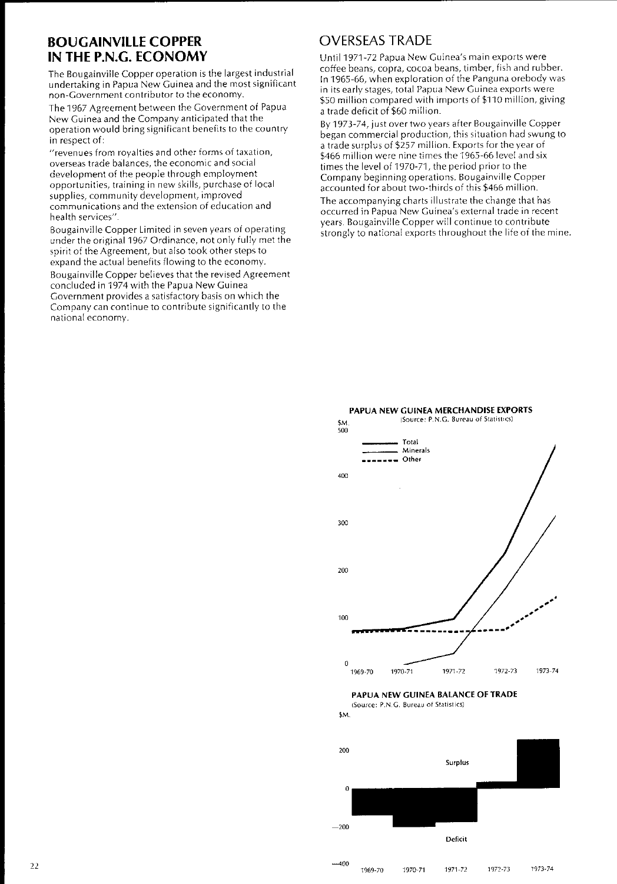## BOUGAINVILLE COPPER IN THE P.N.G. ECONOMY

The Bougainville Copper operation is the largest industrial undertaking in Papua New Guinea and the most significant non-Government contributor to the economy.

The 1967 Agreement between the Government of Papua New Guinea and the Company anticipated that the operation would bring significant benefits to the country in respect of:

"revenues from royalties and other forms of taxation, overseas trade balances, the economic and social development of the people through employment opportunities, training in new skills, purchase of local supplies, community development, improved communications and the extension of education and health services".

Bougainville Copper Limited in seven years of operating under the original 1967 Ordinance, not only fully met the spirit of the Agreement, but also took other steps to expand the actual benefits flowing to the economy.

Bougainville Copper believes that the revised Agreement concluded in 1974 with the Papua New Guinea Government provides a satisfactory basis on which the Company can continue to contribute significantly to the national economy.

## OVERSEAS TRADE

Until 1971-72 Papua New Guinea's main exports were coffee beans, copra, cocoa beans, timber, fish and rubber. In 1965-66, when exploration of the Panguna orebody was in its early stages, total Papua New Guinea exports were $50 million compared with imports of $110 million, giving a trade deficit of $60 million.

By 1973-74, just over two years after Bougainville Copper began commercial production, this situation had swung to a trade surplus of $257 million. Exports for the year of $466 million were nine times the 1965-66 level and six times the level of 1970-71, the period prior to the Company beginning operations. Bougainville Copper accounted for about two-thirds of this $466 million.

The accompanying charts illustrate the change that has occurred in Papua New Guinea's external trade in recent years. Bougainville Copper will continue to contribute strongly to national exports throughout the life of the mine.

**PAPUA NEW GUINEA MERCHANDISE EXPORTS**
(Source: P.N.G. Bureau of Statistics)

$M. — Total / Minerals / Other — 1969-70, 1970-71, 1971-72, 1972-73, 1973-74

**PAPUA NEW GUINEA BALANCE OF TRADE**
(Source: P.N.G. Bureau of Statistics)

$M. — Surplus / Deficit — 1969-70, 1970-71, 1971-72, 1972-73, 1973-74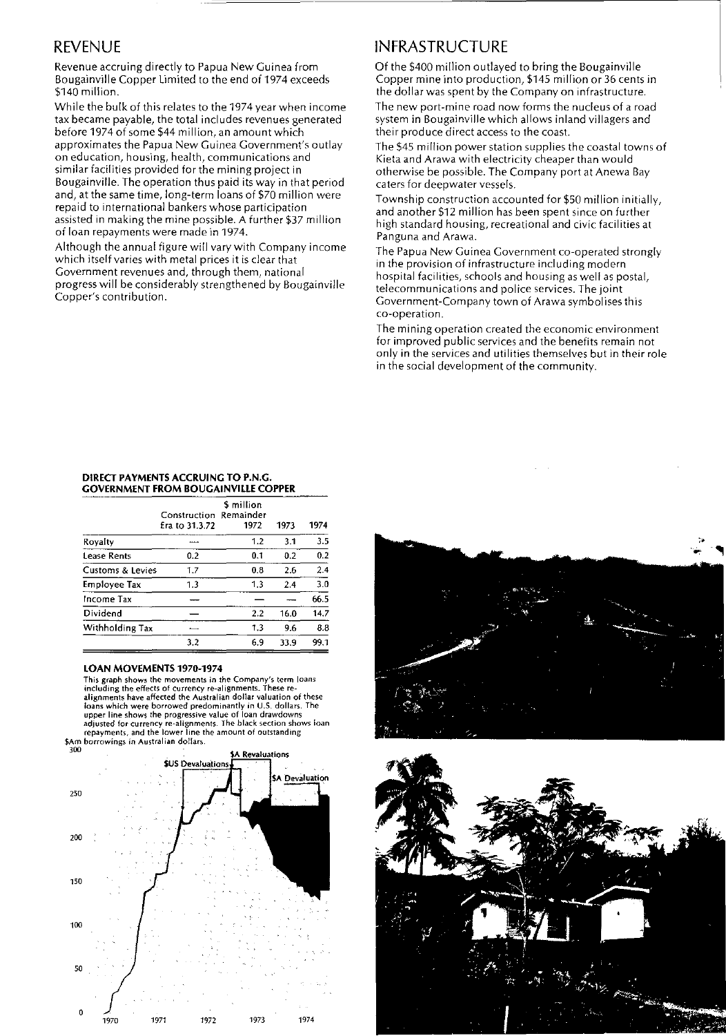## REVENUE

Revenue accruing directly to Papua New Guinea from Bougainville Copper Limited to the end of 1974 exceeds $140 million.

While the bulk of this relates to the 1974 year when income tax became payable, the total includes revenues generated before 1974 of some $44 million, an amount which approximates the Papua New Guinea Government's outlay on education, housing, health, communications and similar facilities provided for the mining project in Bougainville. The operation thus paid its way in that period and, at the same time, long-term loans of $70 million were repaid to international bankers whose participation assisted in making the mine possible. A further $37 million of loan repayments were made in 1974.

Although the annual figure will vary with Company income which itself varies with metal prices it is clear that Government revenues and, through them, national progress will be considerably strengthened by Bougainville Copper's contribution.

## INFRASTRUCTURE

Of the $400 million outlayed to bring the Bougainville Copper mine into production, $145 million or 36 cents in the dollar was spent by the Company on infrastructure.

The new port-mine road now forms the nucleus of a road system in Bougainville which allows inland villagers and their produce direct access to the coast.

The $45 million power station supplies the coastal towns of Kieta and Arawa with electricity cheaper than would otherwise be possible. The Company port at Anewa Bay caters for deepwater vessels.

Township construction accounted for $50 million initially, and another $12 million has been spent since on further high standard housing, recreational and civic facilities at Panguna and Arawa.

The Papua New Guinea Government co-operated strongly in the provision of infrastructure including modern hospital facilities, schools and housing as well as postal, telecommunications and police services. The joint Government-Company town of Arawa symbolises this co-operation.

The mining operation created the economic environment for improved public services and the benefits remain not only in the services and utilities themselves but in their role in the social development of the community.

**DIRECT PAYMENTS ACCRUING TO P.N.G. GOVERNMENT FROM BOUGAINVILLE COPPER**

| | $ million | | | |
|---|---|---|---|---|
| | Construction Era to 31.3.72 | Remainder 1972 | 1973 | 1974 |
| Royalty | — | 1.2 | 3.1 | 3.5 |
| Lease Rents | 0.2 | 0.1 | 0.2 | 0.2 |
| Customs & Levies | 1.7 | 0.8 | 2.6 | 2.4 |
| Employee Tax | 1.3 | 1.3 | 2.4 | 3.0 |
| Income Tax | — | — | — | 66.5 |
| Dividend | — | 2.2 | 16.0 | 14.7 |
| Withholding Tax | — | 1.3 | 9.6 | 8.8 |
| | 3.2 | 6.9 | 33.9 | 99.1 |

**LOAN MOVEMENTS 1970-1974**

This graph shows the movements in the Company's term loans including the effects of currency re-alignments. These re-alignments have affected the Australian dollar valuation of these loans which were borrowed predominantly in U.S. dollars. The upper line shows the progressive value of loan drawdowns adjusted for currency re-alignments. The black section shows loan repayments, and the lower line the amount of outstanding borrowings in Australian dollars.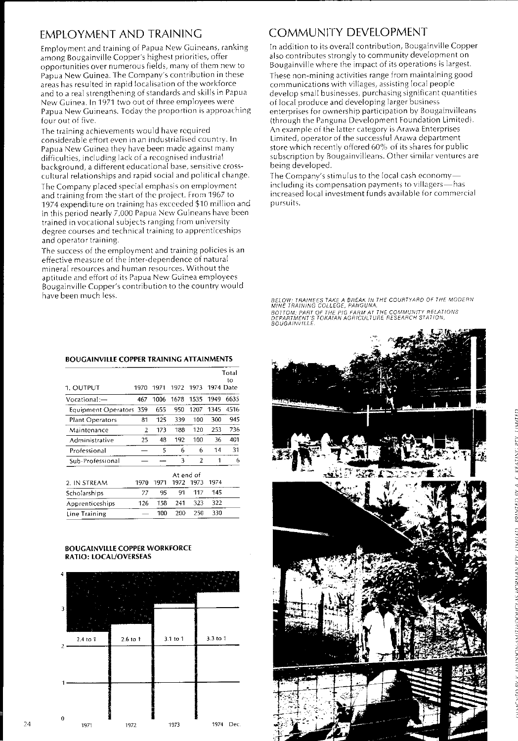## EMPLOYMENT AND TRAINING

Employment and training of Papua New Guineans, ranking among Bougainville Copper's highest priorities, offer opportunities over numerous fields, many of them new to Papua New Guinea. The Company's contribution in these areas has resulted in rapid localisation of the workforce and to a real strengthening of standards and skills in Papua New Guinea. In 1971 two out of three employees were Papua New Guineans. Today the proportion is approaching four out of five.

The training achievements would have required considerable effort even in an industrialised country. In Papua New Guinea they have been made against many difficulties, including lack of a recognised industrial background, a different educational base, sensitive cross-cultural relationships and rapid social and political change.

The Company placed special emphasis on employment and training from the start of the project. From 1967 to 1974 expenditure on training has exceeded $10 million and in this period nearly 7,000 Papua New Guineans have been trained in vocational subjects ranging from university degree courses and technical training to apprenticeships and operator training.

The success of the employment and training policies is an effective measure of the inter-dependence of natural mineral resources and human resources. Without the aptitude and effort of its Papua New Guinea employees Bougainville Copper's contribution to the country would have been much less.

**BOUGAINVILLE COPPER TRAINING ATTAINMENTS**

| 1. OUTPUT | 1970 | 1971 | 1972 | 1973 | 1974 | Total to Date |
|---|---|---|---|---|---|---|
| Vocational:— | 467 | 1006 | 1678 | 1535 | 1949 | 6635 |
| Equipment Operators | 359 | 655 | 950 | 1207 | 1345 | 4516 |
| Plant Operators | 81 | 125 | 339 | 100 | 300 | 945 |
| Maintenance | 2 | 173 | 188 | 120 | 253 | 736 |
| Administrative | 25 | 48 | 192 | 100 | 36 | 401 |
| Professional | — | 5 | 6 | 6 | 14 | 31 |
| Sub-Professional | — | — | 3 | 2 | 1 | 6 |

| 2. IN STREAM | 1970 | 1971 | At end of 1972 | 1973 | 1974 |
|---|---|---|---|---|---|
| Scholarships | 77 | 95 | 91 | 117 | 145 |
| Apprenticeships | 126 | 158 | 241 | 323 | 322 |
| Line Training | — | 100 | 200 | 250 | 330 |

**BOUGAINVILLE COPPER WORKFORCE RATIO: LOCAL/OVERSEAS**

4
3
2
1
0

2.4 to 1
2.6 to 1
3.1 to 1
3.3 to 1

1971
1972
1973
1974 Dec.

## COMMUNITY DEVELOPMENT

In addition to its overall contribution, Bougainville Copper also contributes strongly to community development on Bougainville where the impact of its operations is largest.

These non-mining activities range from maintaining good communications with villages, assisting local people develop small businesses, purchasing significant quantities of local produce and developing larger business enterprises for ownership participation by Bougainvilleans (through the Panguna Development Foundation Limited). An example of the latter category is Arawa Enterprises Limited, operator of the successful Arawa department store which recently offered 60% of its shares for public subscription by Bougainvilleans. Other similar ventures are being developed.

The Company's stimulus to the local cash economy—including its compensation payments to villagers—has increased local investment funds available for commercial pursuits.

*BELOW: TRAINEES TAKE A BREAK IN THE COURTYARD OF THE MODERN MINE TRAINING COLLEGE, PANGUNA.*
*BOTTOM: PART OF THE PIG FARM AT THE COMMUNITY RELATIONS DEPARTMENT'S TOKAIAN AGRICULTURE RESEARCH STATION, BOUGAINVILLE.*